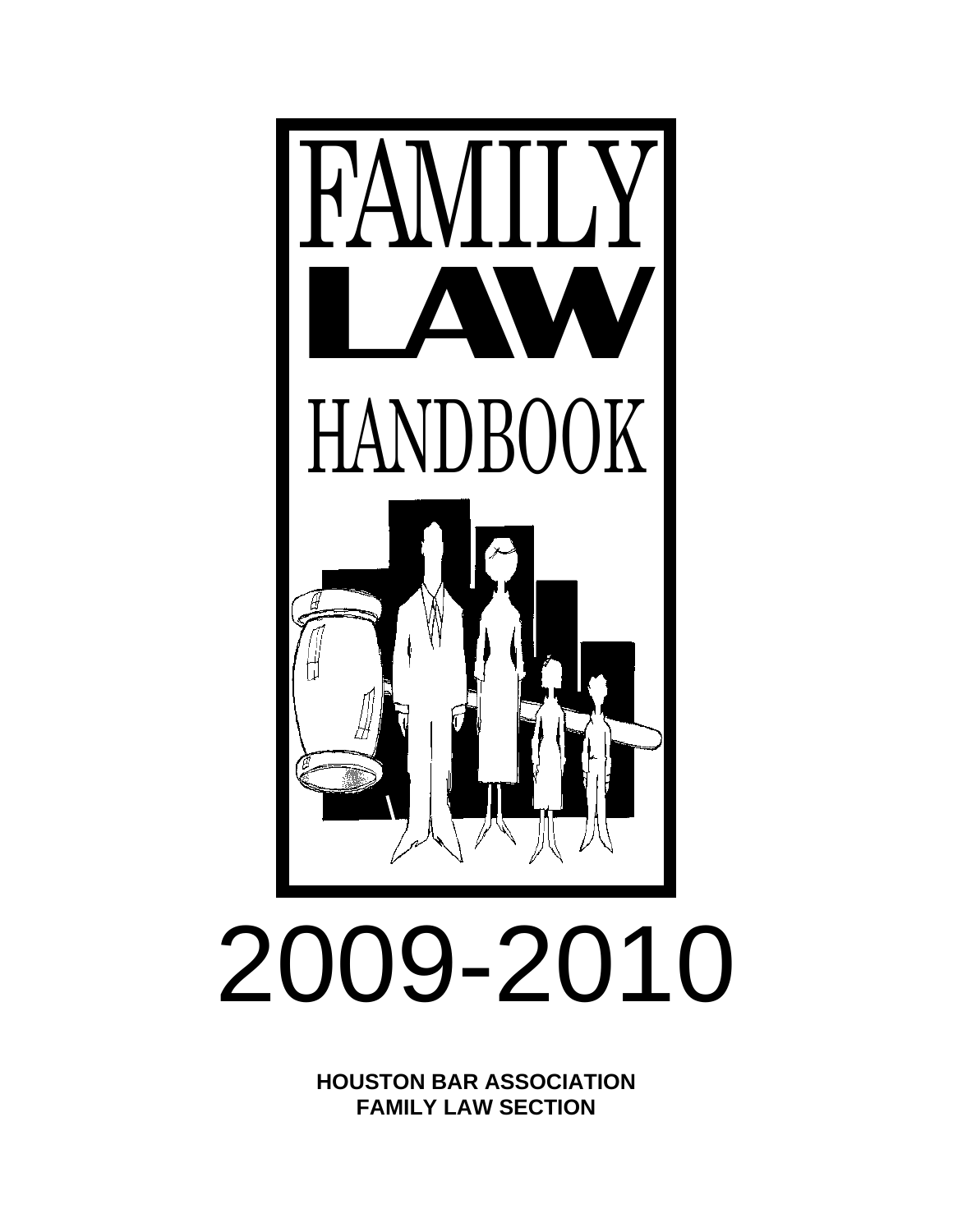# FAMILY LAW HANDBOOK

# 2009-2010

**HOUSTON BAR ASSOCIATION**
**FAMILY LAW SECTION**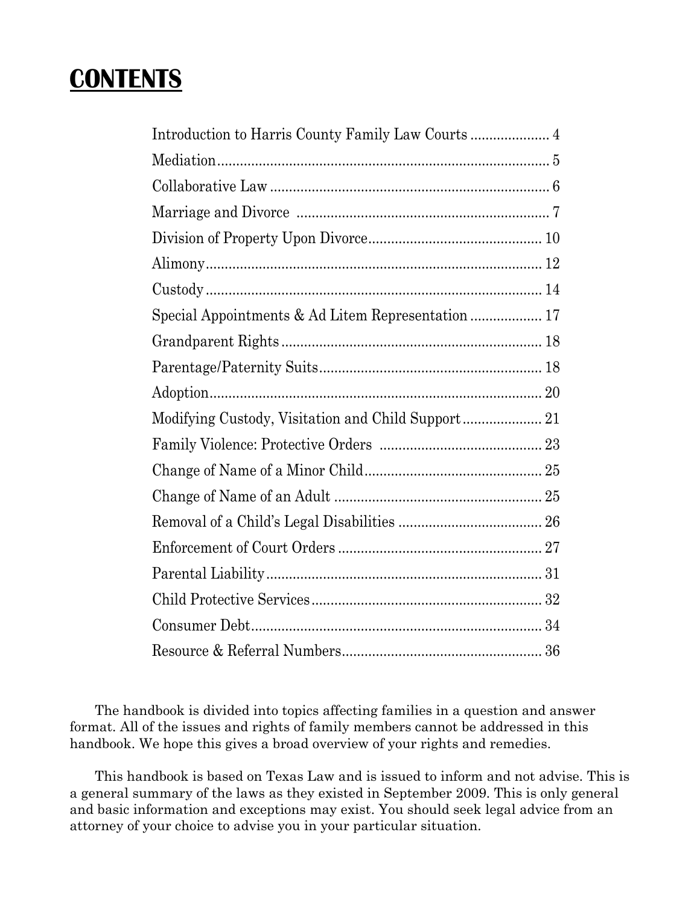# CONTENTS

| | |
|---|---|
| Introduction to Harris County Family Law Courts | 4 |
| Mediation | 5 |
| Collaborative Law | 6 |
| Marriage and Divorce | 7 |
| Division of Property Upon Divorce | 10 |
| Alimony | 12 |
| Custody | 14 |
| Special Appointments & Ad Litem Representation | 17 |
| Grandparent Rights | 18 |
| Parentage/Paternity Suits | 18 |
| Adoption | 20 |
| Modifying Custody, Visitation and Child Support | 21 |
| Family Violence: Protective Orders | 23 |
| Change of Name of a Minor Child | 25 |
| Change of Name of an Adult | 25 |
| Removal of a Child's Legal Disabilities | 26 |
| Enforcement of Court Orders | 27 |
| Parental Liability | 31 |
| Child Protective Services | 32 |
| Consumer Debt | 34 |
| Resource & Referral Numbers | 36 |

The handbook is divided into topics affecting families in a question and answer format. All of the issues and rights of family members cannot be addressed in this handbook. We hope this gives a broad overview of your rights and remedies.

This handbook is based on Texas Law and is issued to inform and not advise. This is a general summary of the laws as they existed in September 2009. This is only general and basic information and exceptions may exist. You should seek legal advice from an attorney of your choice to advise you in your particular situation.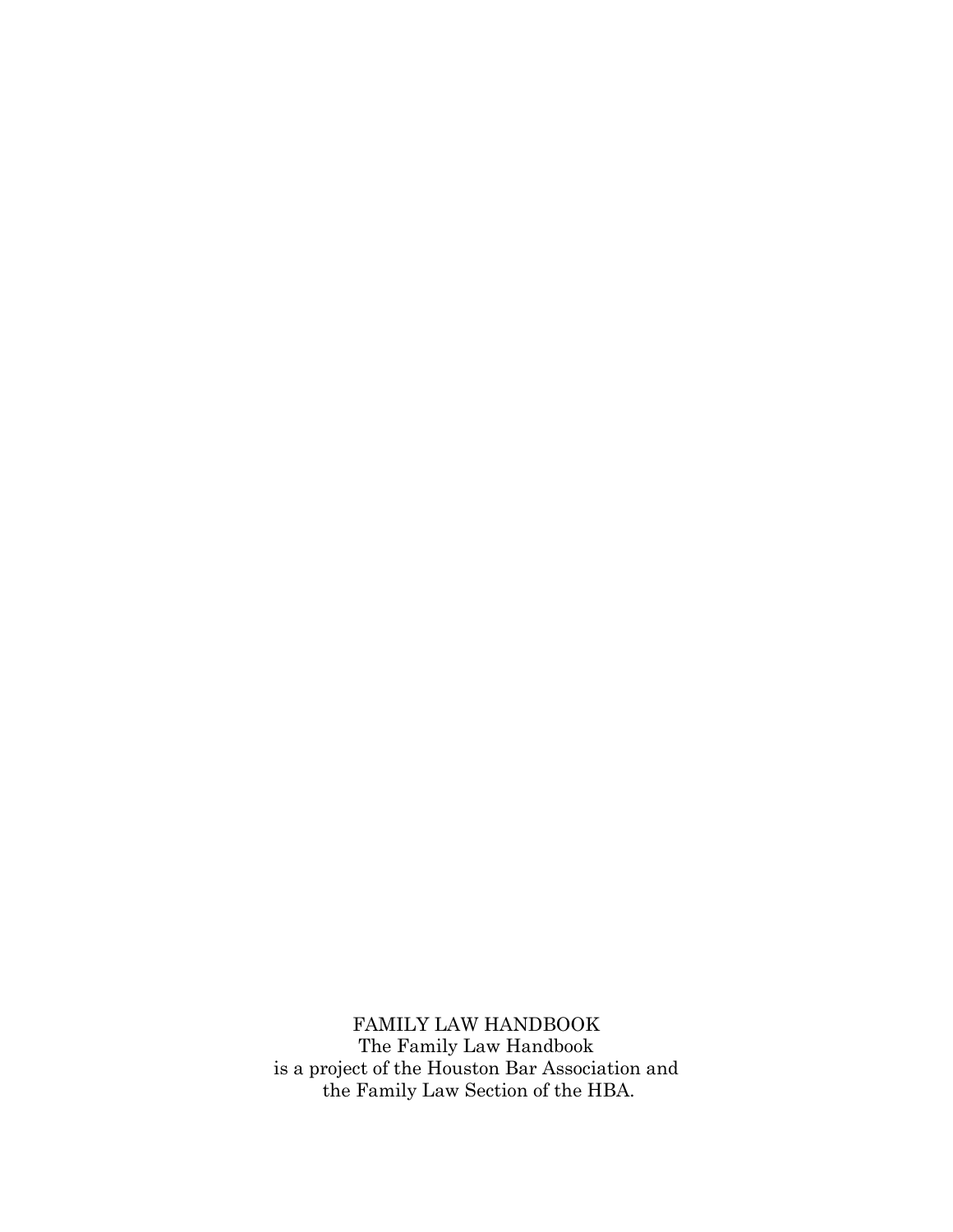FAMILY LAW HANDBOOK

The Family Law Handbook
is a project of the Houston Bar Association and
the Family Law Section of the HBA.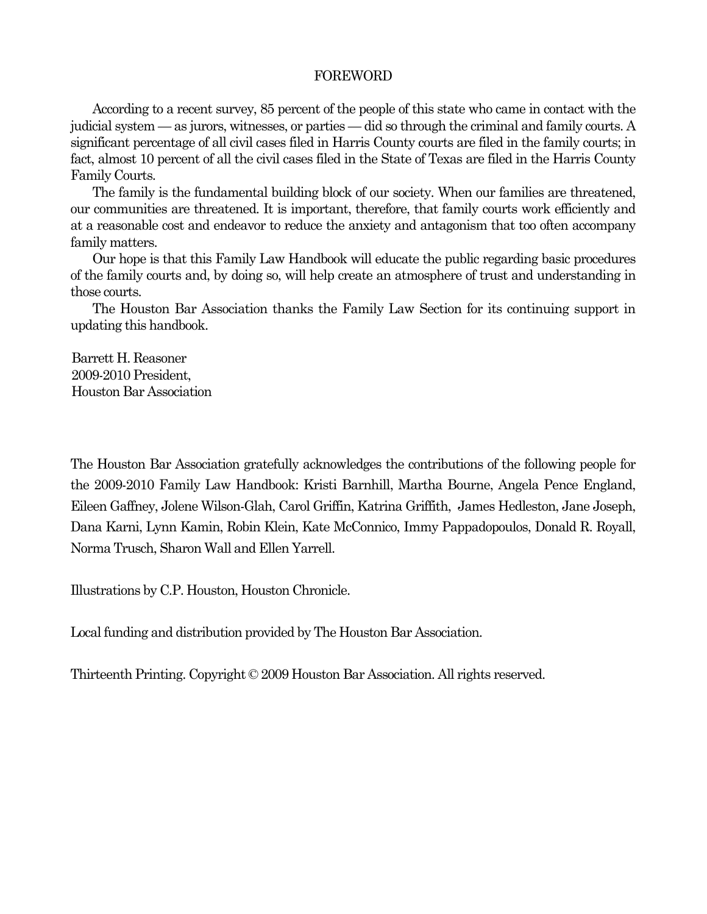# FOREWORD

According to a recent survey, 85 percent of the people of this state who came in contact with the judicial system — as jurors, witnesses, or parties — did so through the criminal and family courts. A significant percentage of all civil cases filed in Harris County courts are filed in the family courts; in fact, almost 10 percent of all the civil cases filed in the State of Texas are filed in the Harris County Family Courts.

The family is the fundamental building block of our society. When our families are threatened, our communities are threatened. It is important, therefore, that family courts work efficiently and at a reasonable cost and endeavor to reduce the anxiety and antagonism that too often accompany family matters.

Our hope is that this Family Law Handbook will educate the public regarding basic procedures of the family courts and, by doing so, will help create an atmosphere of trust and understanding in those courts.

The Houston Bar Association thanks the Family Law Section for its continuing support in updating this handbook.

Barrett H. Reasoner
2009-2010 President,
Houston Bar Association

The Houston Bar Association gratefully acknowledges the contributions of the following people for the 2009-2010 Family Law Handbook: Kristi Barnhill, Martha Bourne, Angela Pence England, Eileen Gaffney, Jolene Wilson-Glah, Carol Griffin, Katrina Griffith, James Hedleston, Jane Joseph, Dana Karni, Lynn Kamin, Robin Klein, Kate McConnico, Immy Pappadopoulos, Donald R. Royall, Norma Trusch, Sharon Wall and Ellen Yarrell.

Illustrations by C.P. Houston, Houston Chronicle.

Local funding and distribution provided by The Houston Bar Association.

Thirteenth Printing. Copyright © 2009 Houston Bar Association. All rights reserved.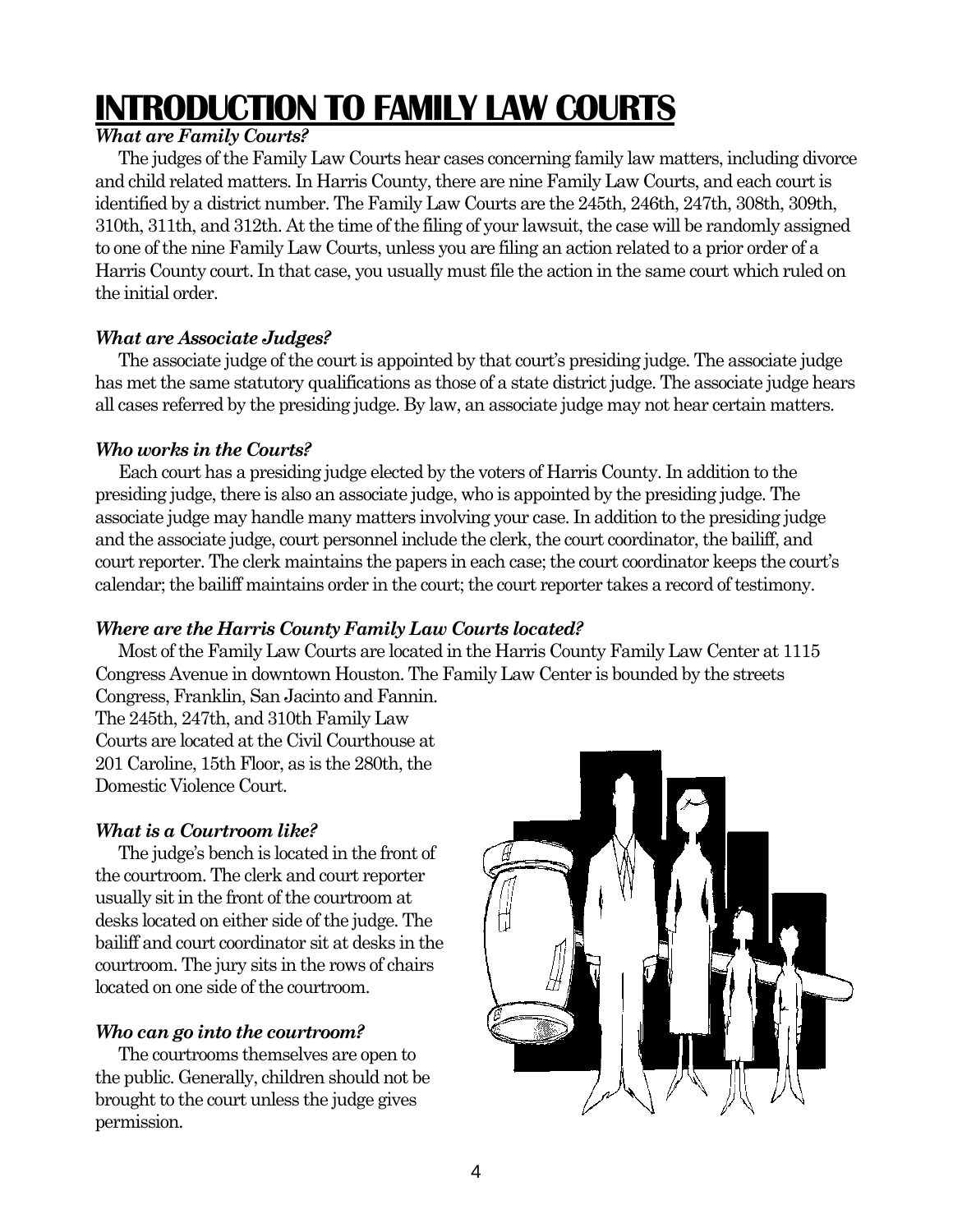# INTRODUCTION TO FAMILY LAW COURTS

### *What are Family Courts?*

The judges of the Family Law Courts hear cases concerning family law matters, including divorce and child related matters. In Harris County, there are nine Family Law Courts, and each court is identified by a district number. The Family Law Courts are the 245th, 246th, 247th, 308th, 309th, 310th, 311th, and 312th. At the time of the filing of your lawsuit, the case will be randomly assigned to one of the nine Family Law Courts, unless you are filing an action related to a prior order of a Harris County court. In that case, you usually must file the action in the same court which ruled on the initial order.

### *What are Associate Judges?*

The associate judge of the court is appointed by that court's presiding judge. The associate judge has met the same statutory qualifications as those of a state district judge. The associate judge hears all cases referred by the presiding judge. By law, an associate judge may not hear certain matters.

### *Who works in the Courts?*

Each court has a presiding judge elected by the voters of Harris County. In addition to the presiding judge, there is also an associate judge, who is appointed by the presiding judge. The associate judge may handle many matters involving your case. In addition to the presiding judge and the associate judge, court personnel include the clerk, the court coordinator, the bailiff, and court reporter. The clerk maintains the papers in each case; the court coordinator keeps the court's calendar; the bailiff maintains order in the court; the court reporter takes a record of testimony.

### *Where are the Harris County Family Law Courts located?*

Most of the Family Law Courts are located in the Harris County Family Law Center at 1115 Congress Avenue in downtown Houston. The Family Law Center is bounded by the streets Congress, Franklin, San Jacinto and Fannin.
The 245th, 247th, and 310th Family Law Courts are located at the Civil Courthouse at 201 Caroline, 15th Floor, as is the 280th, the Domestic Violence Court.

### *What is a Courtroom like?*

The judge's bench is located in the front of the courtroom. The clerk and court reporter usually sit in the front of the courtroom at desks located on either side of the judge. The bailiff and court coordinator sit at desks in the courtroom. The jury sits in the rows of chairs located on one side of the courtroom.

### *Who can go into the courtroom?*

The courtrooms themselves are open to the public. Generally, children should not be brought to the court unless the judge gives permission.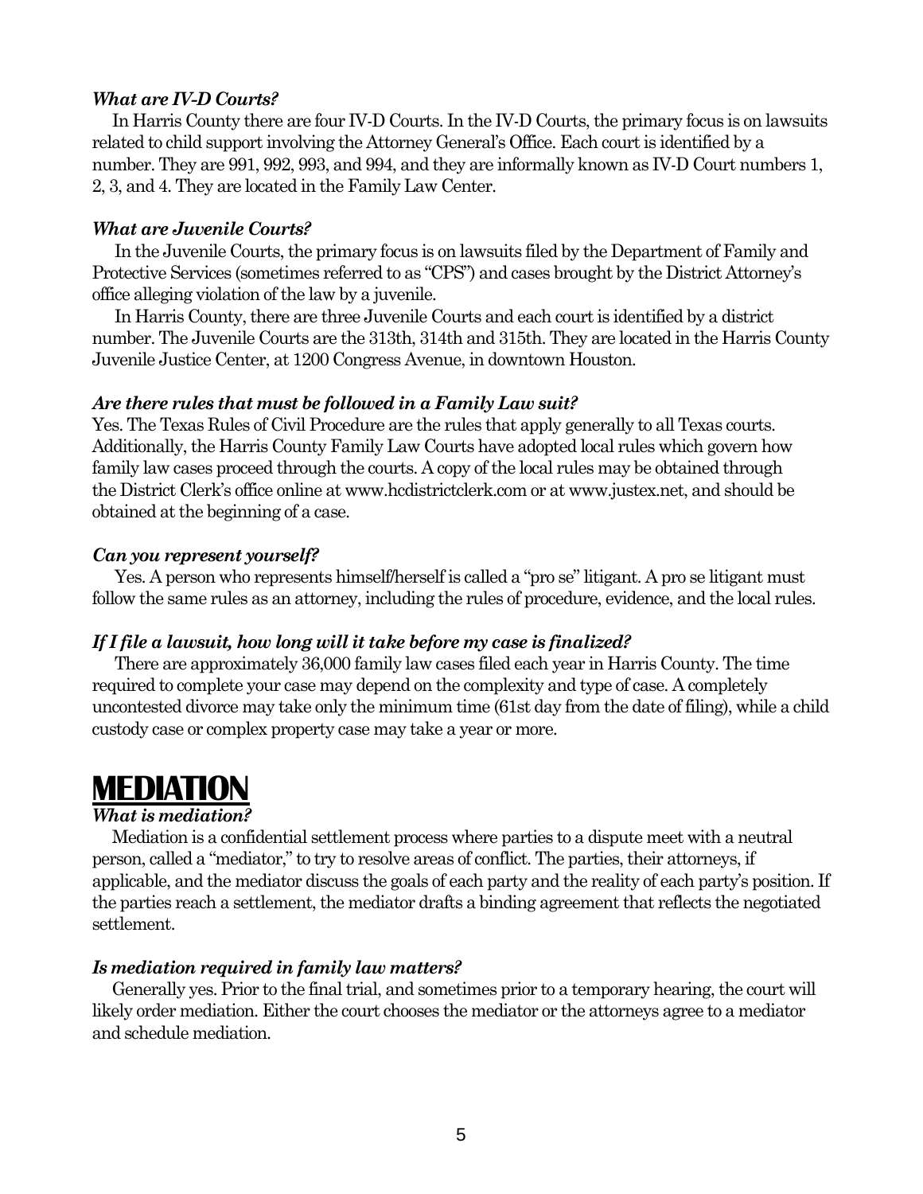### *What are IV-D Courts?*

In Harris County there are four IV-D Courts. In the IV-D Courts, the primary focus is on lawsuits related to child support involving the Attorney General's Office. Each court is identified by a number. They are 991, 992, 993, and 994, and they are informally known as IV-D Court numbers 1, 2, 3, and 4. They are located in the Family Law Center.

### *What are Juvenile Courts?*

In the Juvenile Courts, the primary focus is on lawsuits filed by the Department of Family and Protective Services (sometimes referred to as "CPS") and cases brought by the District Attorney's office alleging violation of the law by a juvenile.

In Harris County, there are three Juvenile Courts and each court is identified by a district number. The Juvenile Courts are the 313th, 314th and 315th. They are located in the Harris County Juvenile Justice Center, at 1200 Congress Avenue, in downtown Houston.

### *Are there rules that must be followed in a Family Law suit?*

Yes. The Texas Rules of Civil Procedure are the rules that apply generally to all Texas courts. Additionally, the Harris County Family Law Courts have adopted local rules which govern how family law cases proceed through the courts. A copy of the local rules may be obtained through the District Clerk's office online at www.hcdistrictclerk.com or at www.justex.net, and should be obtained at the beginning of a case.

### *Can you represent yourself?*

Yes. A person who represents himself/herself is called a "pro se" litigant. A pro se litigant must follow the same rules as an attorney, including the rules of procedure, evidence, and the local rules.

### *If I file a lawsuit, how long will it take before my case is finalized?*

There are approximately 36,000 family law cases filed each year in Harris County. The time required to complete your case may depend on the complexity and type of case. A completely uncontested divorce may take only the minimum time (61st day from the date of filing), while a child custody case or complex property case may take a year or more.

# MEDIATION

### *What is mediation?*

Mediation is a confidential settlement process where parties to a dispute meet with a neutral person, called a "mediator," to try to resolve areas of conflict. The parties, their attorneys, if applicable, and the mediator discuss the goals of each party and the reality of each party's position. If the parties reach a settlement, the mediator drafts a binding agreement that reflects the negotiated settlement.

### *Is mediation required in family law matters?*

Generally yes. Prior to the final trial, and sometimes prior to a temporary hearing, the court will likely order mediation. Either the court chooses the mediator or the attorneys agree to a mediator and schedule mediation.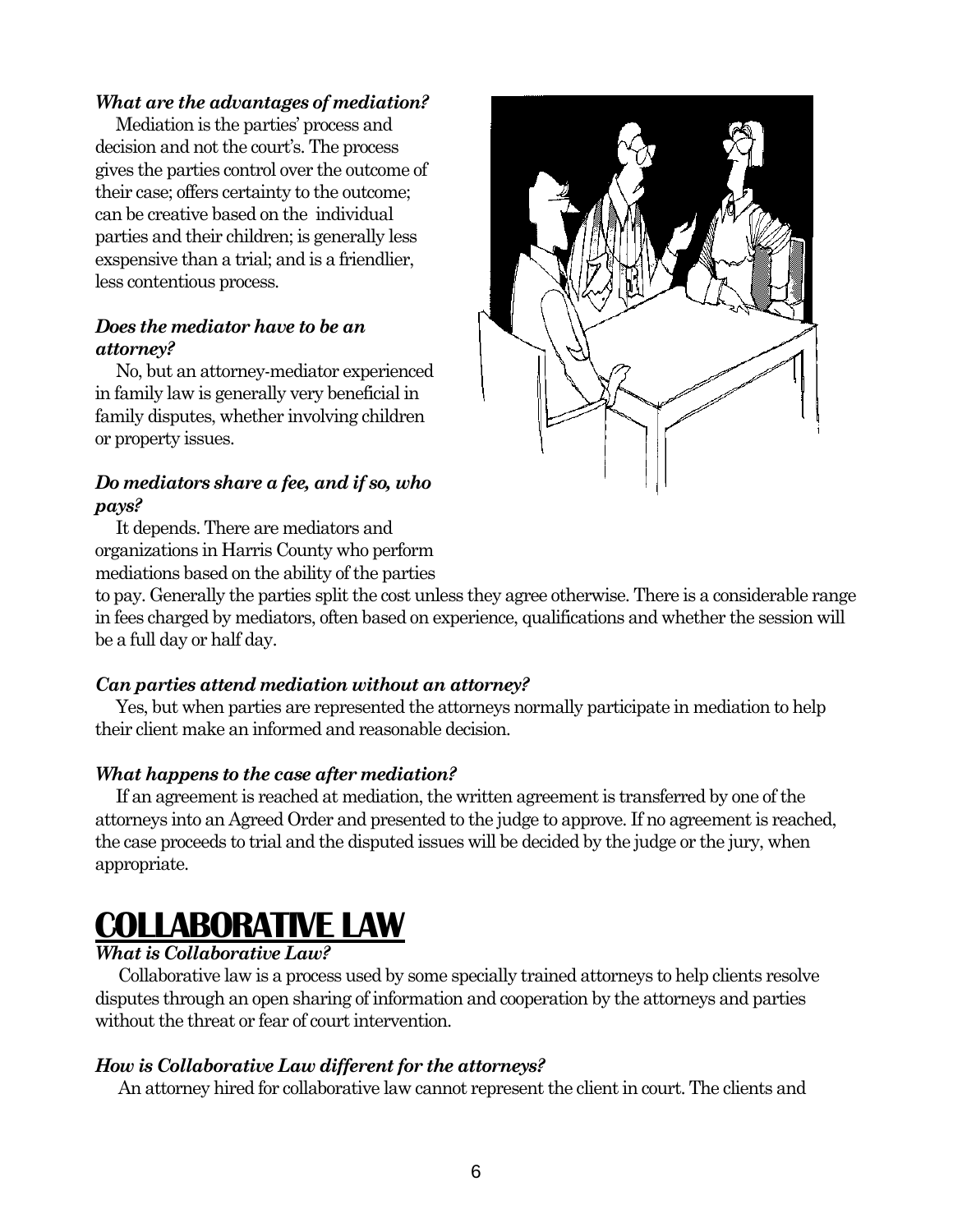***What are the advantages of mediation?***

Mediation is the parties' process and decision and not the court's. The process gives the parties control over the outcome of their case; offers certainty to the outcome; can be creative based on the individual parties and their children; is generally less exspensive than a trial; and is a friendlier, less contentious process.

***Does the mediator have to be an attorney?***

No, but an attorney-mediator experienced in family law is generally very beneficial in family disputes, whether involving children or property issues.

***Do mediators share a fee, and if so, who pays?***

It depends. There are mediators and organizations in Harris County who perform mediations based on the ability of the parties to pay. Generally the parties split the cost unless they agree otherwise. There is a considerable range in fees charged by mediators, often based on experience, qualifications and whether the session will be a full day or half day.

***Can parties attend mediation without an attorney?***

Yes, but when parties are represented the attorneys normally participate in mediation to help their client make an informed and reasonable decision.

***What happens to the case after mediation?***

If an agreement is reached at mediation, the written agreement is transferred by one of the attorneys into an Agreed Order and presented to the judge to approve. If no agreement is reached, the case proceeds to trial and the disputed issues will be decided by the judge or the jury, when appropriate.

# COLLABORATIVE LAW

***What is Collaborative Law?***

Collaborative law is a process used by some specially trained attorneys to help clients resolve disputes through an open sharing of information and cooperation by the attorneys and parties without the threat or fear of court intervention.

***How is Collaborative Law different for the attorneys?***

An attorney hired for collaborative law cannot represent the client in court. The clients and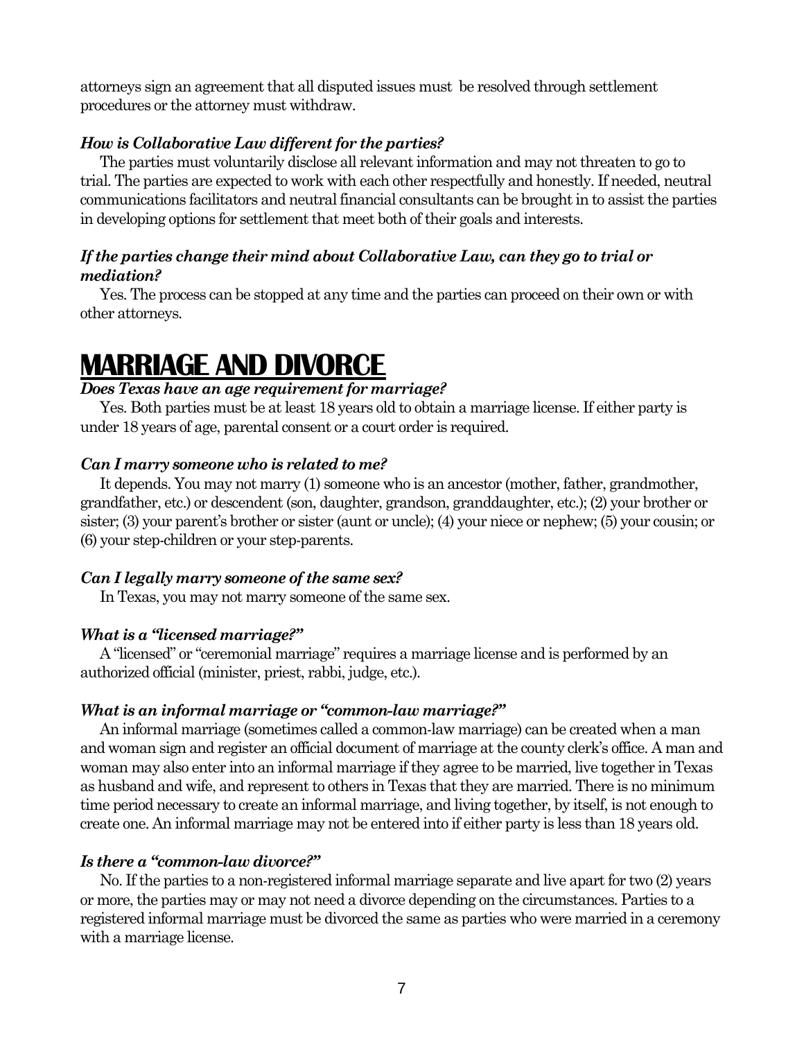attorneys sign an agreement that all disputed issues must be resolved through settlement procedures or the attorney must withdraw.

### *How is Collaborative Law different for the parties?*

The parties must voluntarily disclose all relevant information and may not threaten to go to trial. The parties are expected to work with each other respectfully and honestly. If needed, neutral communications facilitators and neutral financial consultants can be brought in to assist the parties in developing options for settlement that meet both of their goals and interests.

### *If the parties change their mind about Collaborative Law, can they go to trial or mediation?*

Yes. The process can be stopped at any time and the parties can proceed on their own or with other attorneys.

# MARRIAGE AND DIVORCE

### *Does Texas have an age requirement for marriage?*

Yes. Both parties must be at least 18 years old to obtain a marriage license. If either party is under 18 years of age, parental consent or a court order is required.

### *Can I marry someone who is related to me?*

It depends. You may not marry (1) someone who is an ancestor (mother, father, grandmother, grandfather, etc.) or descendent (son, daughter, grandson, granddaughter, etc.); (2) your brother or sister; (3) your parent's brother or sister (aunt or uncle); (4) your niece or nephew; (5) your cousin; or (6) your step-children or your step-parents.

### *Can I legally marry someone of the same sex?*

In Texas, you may not marry someone of the same sex.

### *What is a "licensed marriage?"*

A "licensed" or "ceremonial marriage" requires a marriage license and is performed by an authorized official (minister, priest, rabbi, judge, etc.).

### *What is an informal marriage or "common-law marriage?"*

An informal marriage (sometimes called a common-law marriage) can be created when a man and woman sign and register an official document of marriage at the county clerk's office. A man and woman may also enter into an informal marriage if they agree to be married, live together in Texas as husband and wife, and represent to others in Texas that they are married. There is no minimum time period necessary to create an informal marriage, and living together, by itself, is not enough to create one. An informal marriage may not be entered into if either party is less than 18 years old.

### *Is there a "common-law divorce?"*

No. If the parties to a non-registered informal marriage separate and live apart for two (2) years or more, the parties may or may not need a divorce depending on the circumstances. Parties to a registered informal marriage must be divorced the same as parties who were married in a ceremony with a marriage license.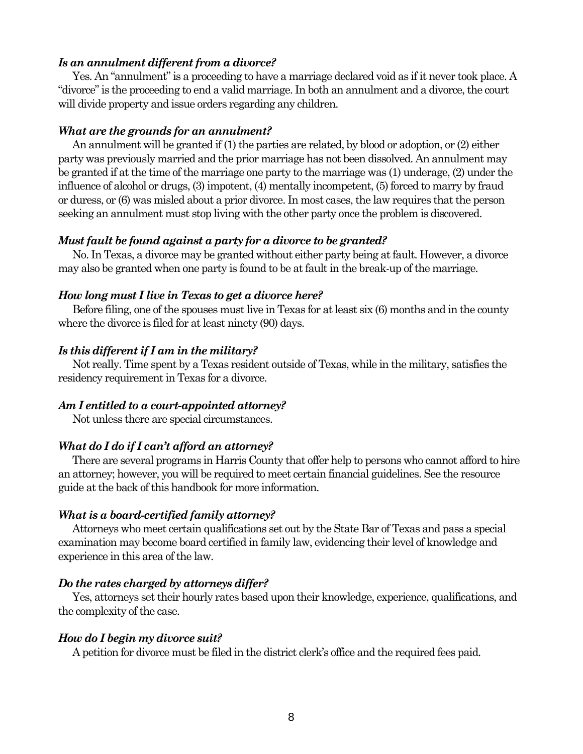***Is an annulment different from a divorce?***

Yes. An "annulment" is a proceeding to have a marriage declared void as if it never took place. A "divorce" is the proceeding to end a valid marriage. In both an annulment and a divorce, the court will divide property and issue orders regarding any children.

***What are the grounds for an annulment?***

An annulment will be granted if (1) the parties are related, by blood or adoption, or (2) either party was previously married and the prior marriage has not been dissolved. An annulment may be granted if at the time of the marriage one party to the marriage was (1) underage, (2) under the influence of alcohol or drugs, (3) impotent, (4) mentally incompetent, (5) forced to marry by fraud or duress, or (6) was misled about a prior divorce. In most cases, the law requires that the person seeking an annulment must stop living with the other party once the problem is discovered.

***Must fault be found against a party for a divorce to be granted?***

No. In Texas, a divorce may be granted without either party being at fault. However, a divorce may also be granted when one party is found to be at fault in the break-up of the marriage.

***How long must I live in Texas to get a divorce here?***

Before filing, one of the spouses must live in Texas for at least six (6) months and in the county where the divorce is filed for at least ninety (90) days.

***Is this different if I am in the military?***

Not really. Time spent by a Texas resident outside of Texas, while in the military, satisfies the residency requirement in Texas for a divorce.

***Am I entitled to a court-appointed attorney?***

Not unless there are special circumstances.

***What do I do if I can't afford an attorney?***

There are several programs in Harris County that offer help to persons who cannot afford to hire an attorney; however, you will be required to meet certain financial guidelines. See the resource guide at the back of this handbook for more information.

***What is a board-certified family attorney?***

Attorneys who meet certain qualifications set out by the State Bar of Texas and pass a special examination may become board certified in family law, evidencing their level of knowledge and experience in this area of the law.

***Do the rates charged by attorneys differ?***

Yes, attorneys set their hourly rates based upon their knowledge, experience, qualifications, and the complexity of the case.

***How do I begin my divorce suit?***

A petition for divorce must be filed in the district clerk's office and the required fees paid.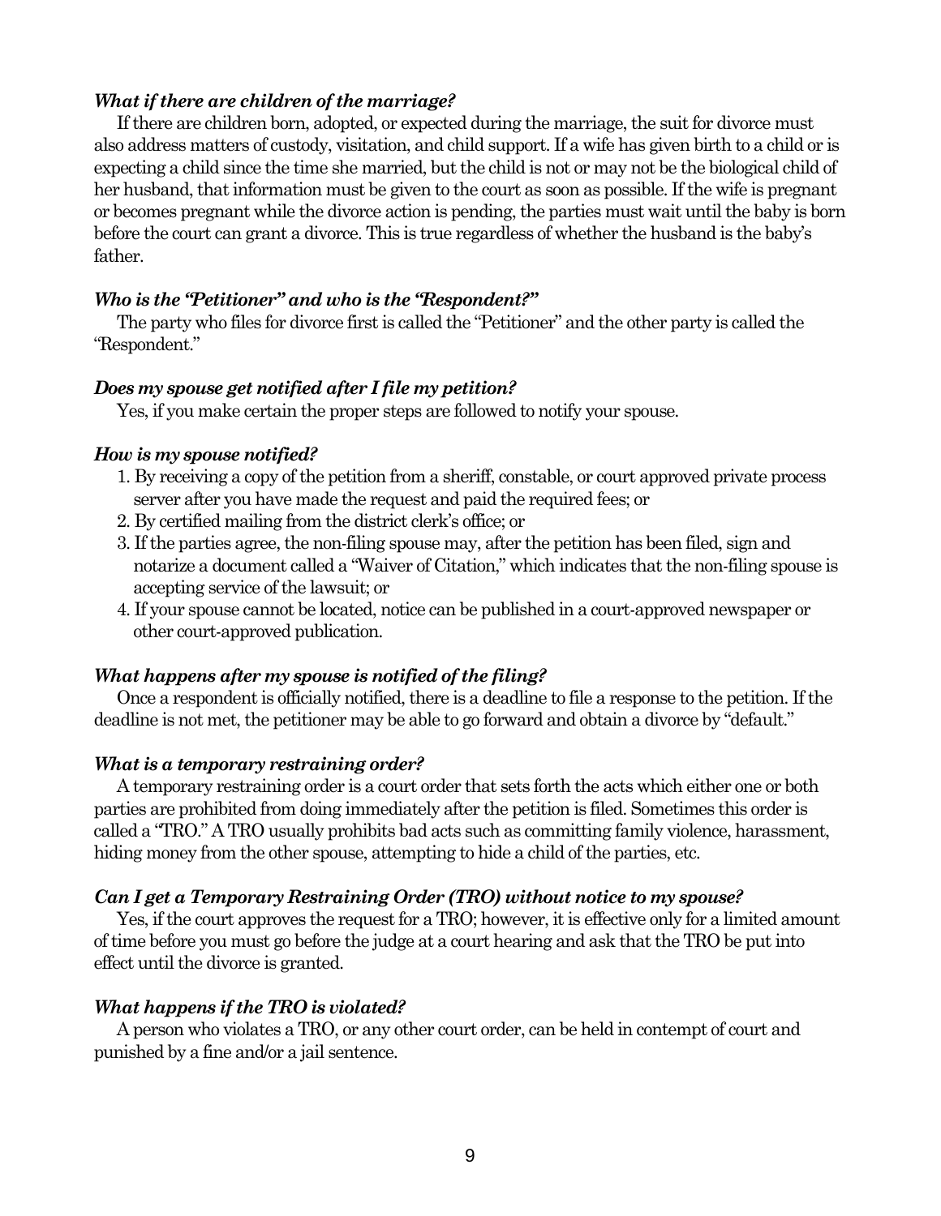### *What if there are children of the marriage?*

If there are children born, adopted, or expected during the marriage, the suit for divorce must also address matters of custody, visitation, and child support. If a wife has given birth to a child or is expecting a child since the time she married, but the child is not or may not be the biological child of her husband, that information must be given to the court as soon as possible. If the wife is pregnant or becomes pregnant while the divorce action is pending, the parties must wait until the baby is born before the court can grant a divorce. This is true regardless of whether the husband is the baby's father.

### *Who is the "Petitioner" and who is the "Respondent?"*

The party who files for divorce first is called the "Petitioner" and the other party is called the "Respondent."

### *Does my spouse get notified after I file my petition?*

Yes, if you make certain the proper steps are followed to notify your spouse.

### *How is my spouse notified?*

1. By receiving a copy of the petition from a sheriff, constable, or court approved private process server after you have made the request and paid the required fees; or
2. By certified mailing from the district clerk's office; or
3. If the parties agree, the non-filing spouse may, after the petition has been filed, sign and notarize a document called a "Waiver of Citation," which indicates that the non-filing spouse is accepting service of the lawsuit; or
4. If your spouse cannot be located, notice can be published in a court-approved newspaper or other court-approved publication.

### *What happens after my spouse is notified of the filing?*

Once a respondent is officially notified, there is a deadline to file a response to the petition. If the deadline is not met, the petitioner may be able to go forward and obtain a divorce by "default."

### *What is a temporary restraining order?*

A temporary restraining order is a court order that sets forth the acts which either one or both parties are prohibited from doing immediately after the petition is filed. Sometimes this order is called a "TRO." A TRO usually prohibits bad acts such as committing family violence, harassment, hiding money from the other spouse, attempting to hide a child of the parties, etc.

### *Can I get a Temporary Restraining Order (TRO) without notice to my spouse?*

Yes, if the court approves the request for a TRO; however, it is effective only for a limited amount of time before you must go before the judge at a court hearing and ask that the TRO be put into effect until the divorce is granted.

### *What happens if the TRO is violated?*

A person who violates a TRO, or any other court order, can be held in contempt of court and punished by a fine and/or a jail sentence.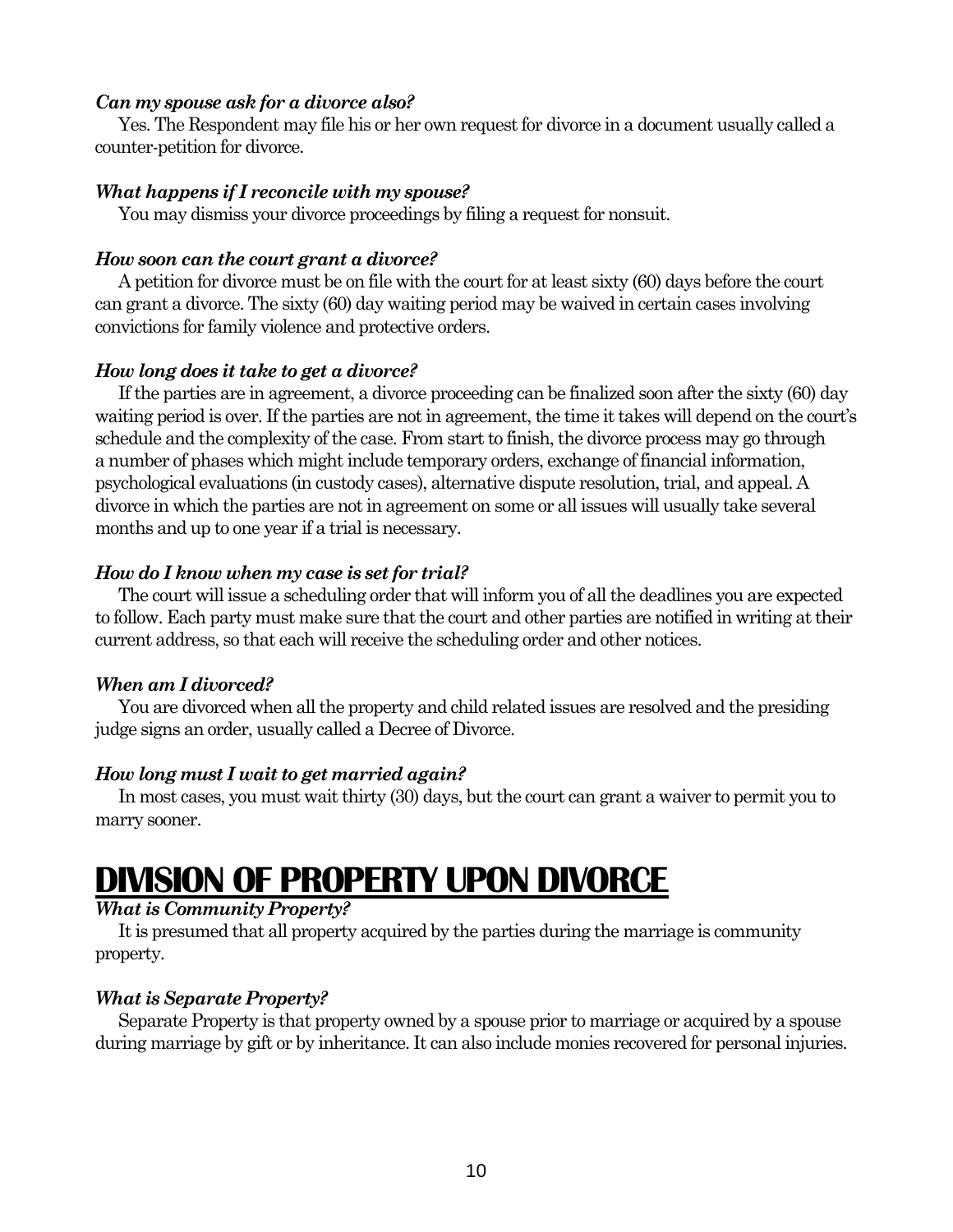***Can my spouse ask for a divorce also?***

Yes. The Respondent may file his or her own request for divorce in a document usually called a counter-petition for divorce.

***What happens if I reconcile with my spouse?***

You may dismiss your divorce proceedings by filing a request for nonsuit.

***How soon can the court grant a divorce?***

A petition for divorce must be on file with the court for at least sixty (60) days before the court can grant a divorce. The sixty (60) day waiting period may be waived in certain cases involving convictions for family violence and protective orders.

***How long does it take to get a divorce?***

If the parties are in agreement, a divorce proceeding can be finalized soon after the sixty (60) day waiting period is over. If the parties are not in agreement, the time it takes will depend on the court's schedule and the complexity of the case. From start to finish, the divorce process may go through a number of phases which might include temporary orders, exchange of financial information, psychological evaluations (in custody cases), alternative dispute resolution, trial, and appeal. A divorce in which the parties are not in agreement on some or all issues will usually take several months and up to one year if a trial is necessary.

***How do I know when my case is set for trial?***

The court will issue a scheduling order that will inform you of all the deadlines you are expected to follow. Each party must make sure that the court and other parties are notified in writing at their current address, so that each will receive the scheduling order and other notices.

***When am I divorced?***

You are divorced when all the property and child related issues are resolved and the presiding judge signs an order, usually called a Decree of Divorce.

***How long must I wait to get married again?***

In most cases, you must wait thirty (30) days, but the court can grant a waiver to permit you to marry sooner.

# DIVISION OF PROPERTY UPON DIVORCE

***What is Community Property?***

It is presumed that all property acquired by the parties during the marriage is community property.

***What is Separate Property?***

Separate Property is that property owned by a spouse prior to marriage or acquired by a spouse during marriage by gift or by inheritance. It can also include monies recovered for personal injuries.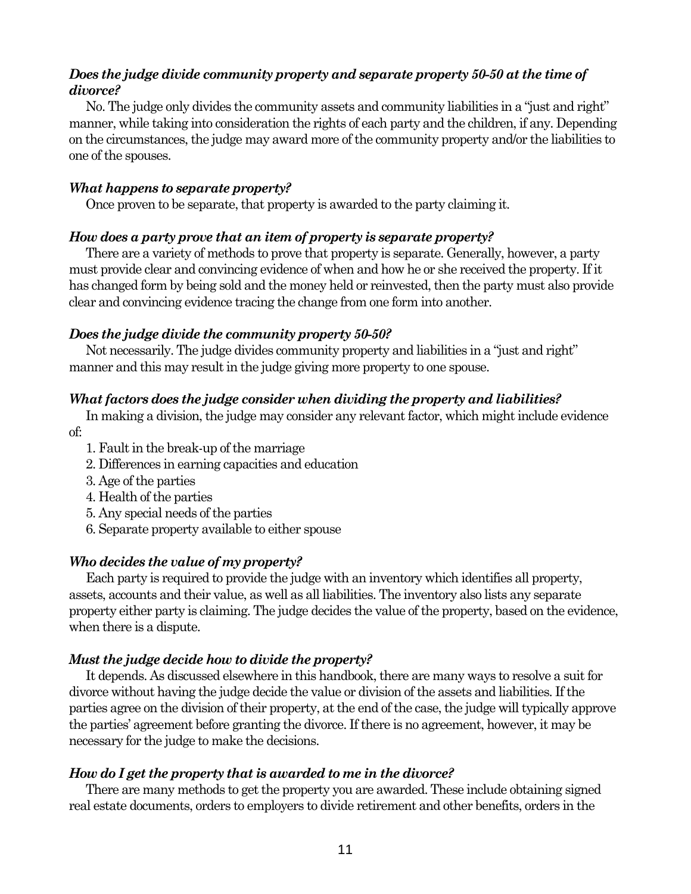***Does the judge divide community property and separate property 50-50 at the time of divorce?***

No. The judge only divides the community assets and community liabilities in a "just and right" manner, while taking into consideration the rights of each party and the children, if any. Depending on the circumstances, the judge may award more of the community property and/or the liabilities to one of the spouses.

***What happens to separate property?***

Once proven to be separate, that property is awarded to the party claiming it.

***How does a party prove that an item of property is separate property?***

There are a variety of methods to prove that property is separate. Generally, however, a party must provide clear and convincing evidence of when and how he or she received the property. If it has changed form by being sold and the money held or reinvested, then the party must also provide clear and convincing evidence tracing the change from one form into another.

***Does the judge divide the community property 50-50?***

Not necessarily. The judge divides community property and liabilities in a "just and right" manner and this may result in the judge giving more property to one spouse.

***What factors does the judge consider when dividing the property and liabilities?***

In making a division, the judge may consider any relevant factor, which might include evidence of:

1. Fault in the break-up of the marriage
2. Differences in earning capacities and education
3. Age of the parties
4. Health of the parties
5. Any special needs of the parties
6. Separate property available to either spouse

***Who decides the value of my property?***

Each party is required to provide the judge with an inventory which identifies all property, assets, accounts and their value, as well as all liabilities. The inventory also lists any separate property either party is claiming. The judge decides the value of the property, based on the evidence, when there is a dispute.

***Must the judge decide how to divide the property?***

It depends. As discussed elsewhere in this handbook, there are many ways to resolve a suit for divorce without having the judge decide the value or division of the assets and liabilities. If the parties agree on the division of their property, at the end of the case, the judge will typically approve the parties' agreement before granting the divorce. If there is no agreement, however, it may be necessary for the judge to make the decisions.

***How do I get the property that is awarded to me in the divorce?***

There are many methods to get the property you are awarded. These include obtaining signed real estate documents, orders to employers to divide retirement and other benefits, orders in the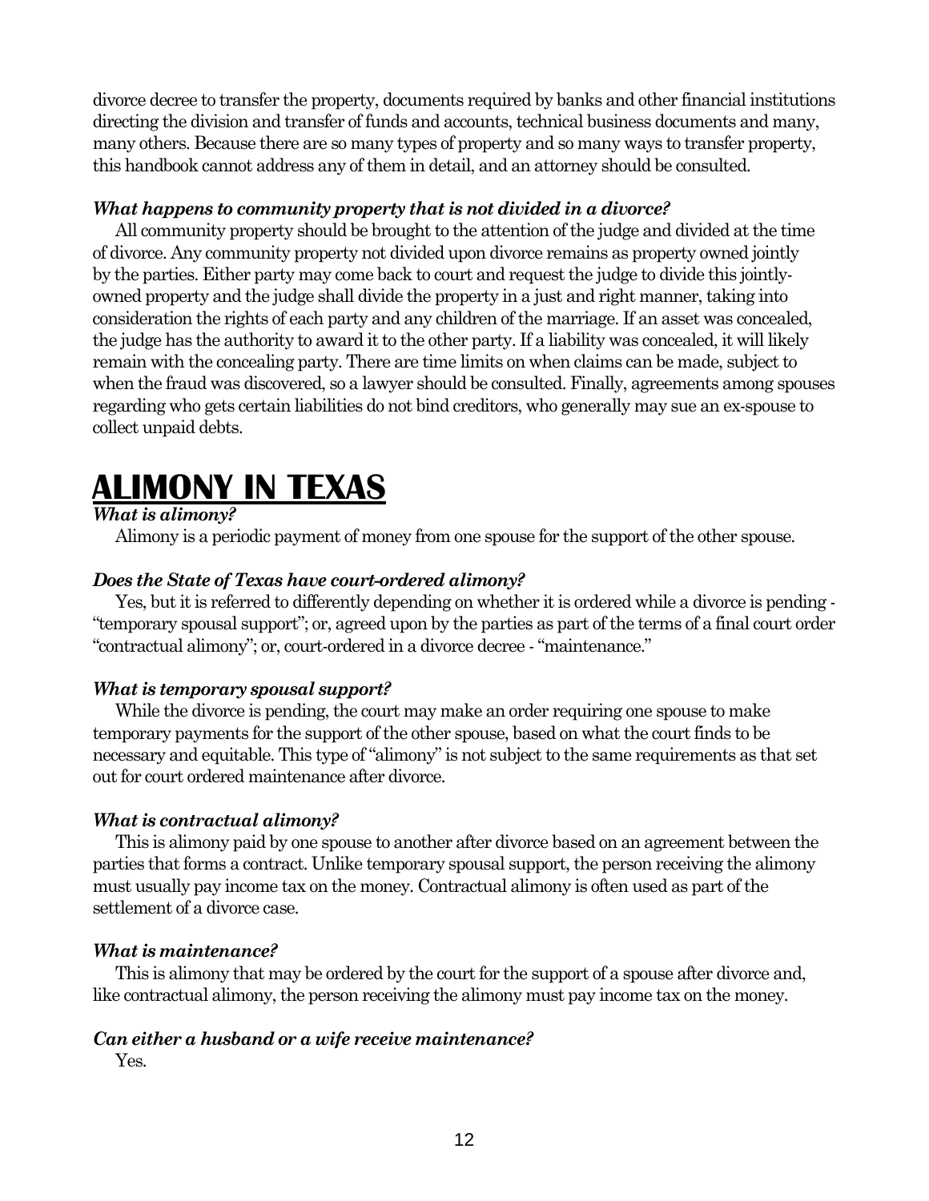divorce decree to transfer the property, documents required by banks and other financial institutions directing the division and transfer of funds and accounts, technical business documents and many, many others. Because there are so many types of property and so many ways to transfer property, this handbook cannot address any of them in detail, and an attorney should be consulted.

***What happens to community property that is not divided in a divorce?***

All community property should be brought to the attention of the judge and divided at the time of divorce. Any community property not divided upon divorce remains as property owned jointly by the parties. Either party may come back to court and request the judge to divide this jointly-owned property and the judge shall divide the property in a just and right manner, taking into consideration the rights of each party and any children of the marriage. If an asset was concealed, the judge has the authority to award it to the other party. If a liability was concealed, it will likely remain with the concealing party. There are time limits on when claims can be made, subject to when the fraud was discovered, so a lawyer should be consulted. Finally, agreements among spouses regarding who gets certain liabilities do not bind creditors, who generally may sue an ex-spouse to collect unpaid debts.

# ALIMONY IN TEXAS

***What is alimony?***

Alimony is a periodic payment of money from one spouse for the support of the other spouse.

***Does the State of Texas have court-ordered alimony?***

Yes, but it is referred to differently depending on whether it is ordered while a divorce is pending - "temporary spousal support"; or, agreed upon by the parties as part of the terms of a final court order "contractual alimony"; or, court-ordered in a divorce decree - "maintenance."

***What is temporary spousal support?***

While the divorce is pending, the court may make an order requiring one spouse to make temporary payments for the support of the other spouse, based on what the court finds to be necessary and equitable. This type of "alimony" is not subject to the same requirements as that set out for court ordered maintenance after divorce.

***What is contractual alimony?***

This is alimony paid by one spouse to another after divorce based on an agreement between the parties that forms a contract. Unlike temporary spousal support, the person receiving the alimony must usually pay income tax on the money. Contractual alimony is often used as part of the settlement of a divorce case.

***What is maintenance?***

This is alimony that may be ordered by the court for the support of a spouse after divorce and, like contractual alimony, the person receiving the alimony must pay income tax on the money.

***Can either a husband or a wife receive maintenance?***

Yes.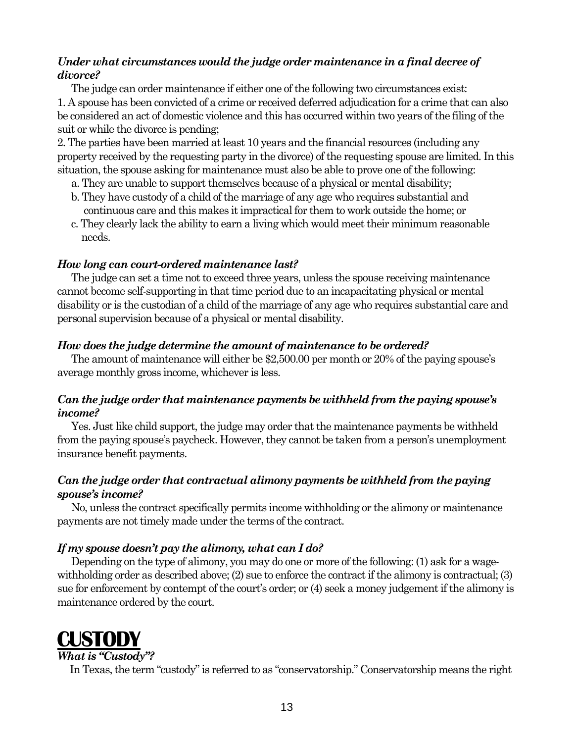### *Under what circumstances would the judge order maintenance in a final decree of divorce?*

The judge can order maintenance if either one of the following two circumstances exist:

1. A spouse has been convicted of a crime or received deferred adjudication for a crime that can also be considered an act of domestic violence and this has occurred within two years of the filing of the suit or while the divorce is pending;
2. The parties have been married at least 10 years and the financial resources (including any property received by the requesting party in the divorce) of the requesting spouse are limited. In this situation, the spouse asking for maintenance must also be able to prove one of the following:
   a. They are unable to support themselves because of a physical or mental disability;
   b. They have custody of a child of the marriage of any age who requires substantial and continuous care and this makes it impractical for them to work outside the home; or
   c. They clearly lack the ability to earn a living which would meet their minimum reasonable needs.

### *How long can court-ordered maintenance last?*

The judge can set a time not to exceed three years, unless the spouse receiving maintenance cannot become self-supporting in that time period due to an incapacitating physical or mental disability or is the custodian of a child of the marriage of any age who requires substantial care and personal supervision because of a physical or mental disability.

### *How does the judge determine the amount of maintenance to be ordered?*

The amount of maintenance will either be $2,500.00 per month or 20% of the paying spouse's average monthly gross income, whichever is less.

### *Can the judge order that maintenance payments be withheld from the paying spouse's income?*

Yes. Just like child support, the judge may order that the maintenance payments be withheld from the paying spouse's paycheck. However, they cannot be taken from a person's unemployment insurance benefit payments.

### *Can the judge order that contractual alimony payments be withheld from the paying spouse's income?*

No, unless the contract specifically permits income withholding or the alimony or maintenance payments are not timely made under the terms of the contract.

### *If my spouse doesn't pay the alimony, what can I do?*

Depending on the type of alimony, you may do one or more of the following: (1) ask for a wage-withholding order as described above; (2) sue to enforce the contract if the alimony is contractual; (3) sue for enforcement by contempt of the court's order; or (4) seek a money judgement if the alimony is maintenance ordered by the court.

## CUSTODY

### *What is "Custody"?*

In Texas, the term "custody" is referred to as "conservatorship." Conservatorship means the right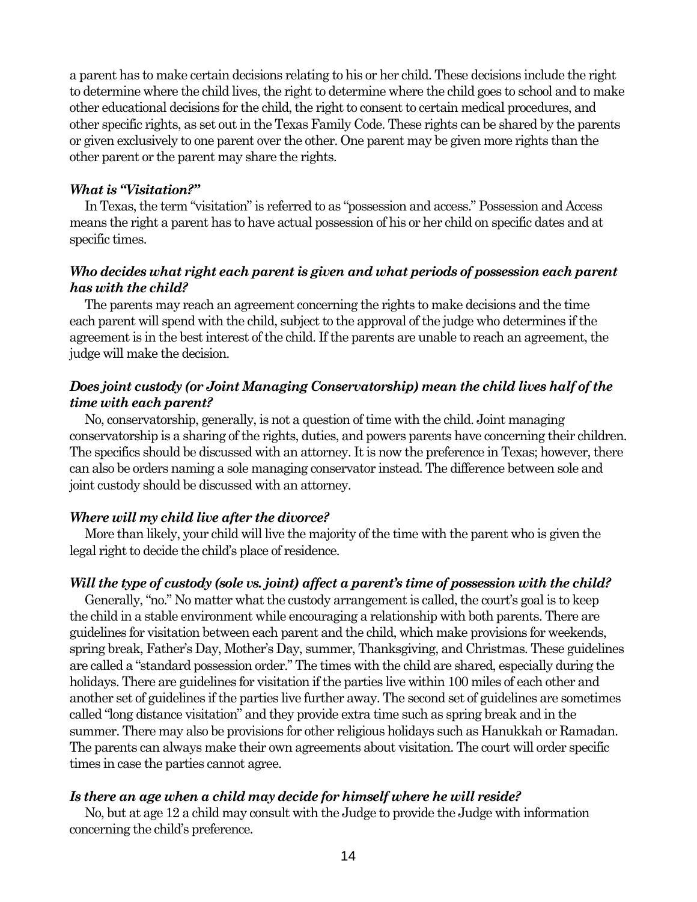a parent has to make certain decisions relating to his or her child. These decisions include the right to determine where the child lives, the right to determine where the child goes to school and to make other educational decisions for the child, the right to consent to certain medical procedures, and other specific rights, as set out in the Texas Family Code. These rights can be shared by the parents or given exclusively to one parent over the other. One parent may be given more rights than the other parent or the parent may share the rights.

***What is "Visitation?"***

In Texas, the term "visitation" is referred to as "possession and access." Possession and Access means the right a parent has to have actual possession of his or her child on specific dates and at specific times.

***Who decides what right each parent is given and what periods of possession each parent has with the child?***

The parents may reach an agreement concerning the rights to make decisions and the time each parent will spend with the child, subject to the approval of the judge who determines if the agreement is in the best interest of the child. If the parents are unable to reach an agreement, the judge will make the decision.

***Does joint custody (or Joint Managing Conservatorship) mean the child lives half of the time with each parent?***

No, conservatorship, generally, is not a question of time with the child. Joint managing conservatorship is a sharing of the rights, duties, and powers parents have concerning their children. The specifics should be discussed with an attorney. It is now the preference in Texas; however, there can also be orders naming a sole managing conservator instead. The difference between sole and joint custody should be discussed with an attorney.

***Where will my child live after the divorce?***

More than likely, your child will live the majority of the time with the parent who is given the legal right to decide the child's place of residence.

***Will the type of custody (sole vs. joint) affect a parent's time of possession with the child?***

Generally, "no." No matter what the custody arrangement is called, the court's goal is to keep the child in a stable environment while encouraging a relationship with both parents. There are guidelines for visitation between each parent and the child, which make provisions for weekends, spring break, Father's Day, Mother's Day, summer, Thanksgiving, and Christmas. These guidelines are called a "standard possession order." The times with the child are shared, especially during the holidays. There are guidelines for visitation if the parties live within 100 miles of each other and another set of guidelines if the parties live further away. The second set of guidelines are sometimes called "long distance visitation" and they provide extra time such as spring break and in the summer. There may also be provisions for other religious holidays such as Hanukkah or Ramadan. The parents can always make their own agreements about visitation. The court will order specific times in case the parties cannot agree.

***Is there an age when a child may decide for himself where he will reside?***

No, but at age 12 a child may consult with the Judge to provide the Judge with information concerning the child's preference.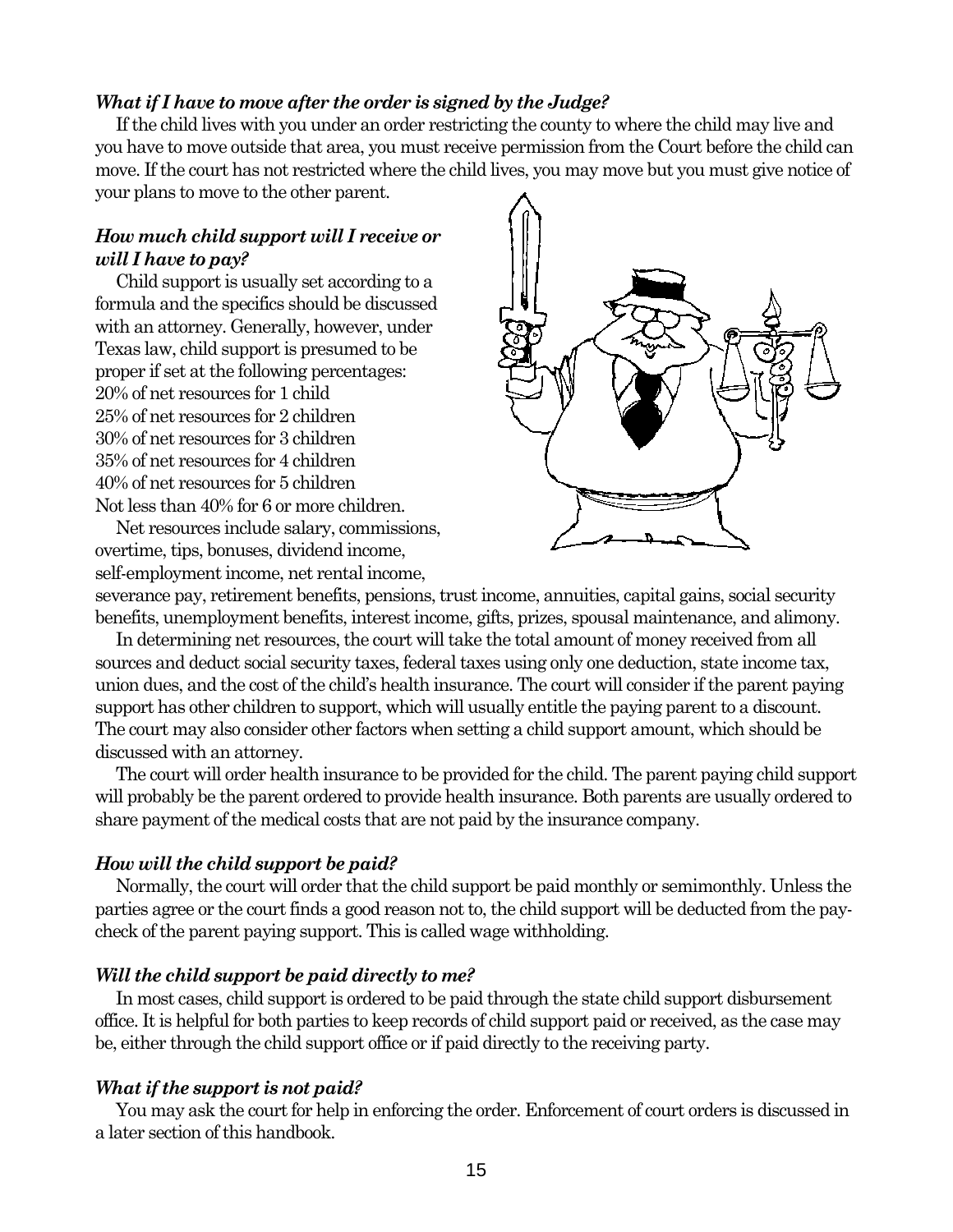### *What if I have to move after the order is signed by the Judge?*

If the child lives with you under an order restricting the county to where the child may live and you have to move outside that area, you must receive permission from the Court before the child can move. If the court has not restricted where the child lives, you may move but you must give notice of your plans to move to the other parent.

### *How much child support will I receive or will I have to pay?*

Child support is usually set according to a formula and the specifics should be discussed with an attorney. Generally, however, under Texas law, child support is presumed to be proper if set at the following percentages:

20% of net resources for 1 child
25% of net resources for 2 children
30% of net resources for 3 children
35% of net resources for 4 children
40% of net resources for 5 children
Not less than 40% for 6 or more children.

Net resources include salary, commissions, overtime, tips, bonuses, dividend income, self-employment income, net rental income, severance pay, retirement benefits, pensions, trust income, annuities, capital gains, social security benefits, unemployment benefits, interest income, gifts, prizes, spousal maintenance, and alimony.

In determining net resources, the court will take the total amount of money received from all sources and deduct social security taxes, federal taxes using only one deduction, state income tax, union dues, and the cost of the child's health insurance. The court will consider if the parent paying support has other children to support, which will usually entitle the paying parent to a discount. The court may also consider other factors when setting a child support amount, which should be discussed with an attorney.

The court will order health insurance to be provided for the child. The parent paying child support will probably be the parent ordered to provide health insurance. Both parents are usually ordered to share payment of the medical costs that are not paid by the insurance company.

### *How will the child support be paid?*

Normally, the court will order that the child support be paid monthly or semimonthly. Unless the parties agree or the court finds a good reason not to, the child support will be deducted from the paycheck of the parent paying support. This is called wage withholding.

### *Will the child support be paid directly to me?*

In most cases, child support is ordered to be paid through the state child support disbursement office. It is helpful for both parties to keep records of child support paid or received, as the case may be, either through the child support office or if paid directly to the receiving party.

### *What if the support is not paid?*

You may ask the court for help in enforcing the order. Enforcement of court orders is discussed in a later section of this handbook.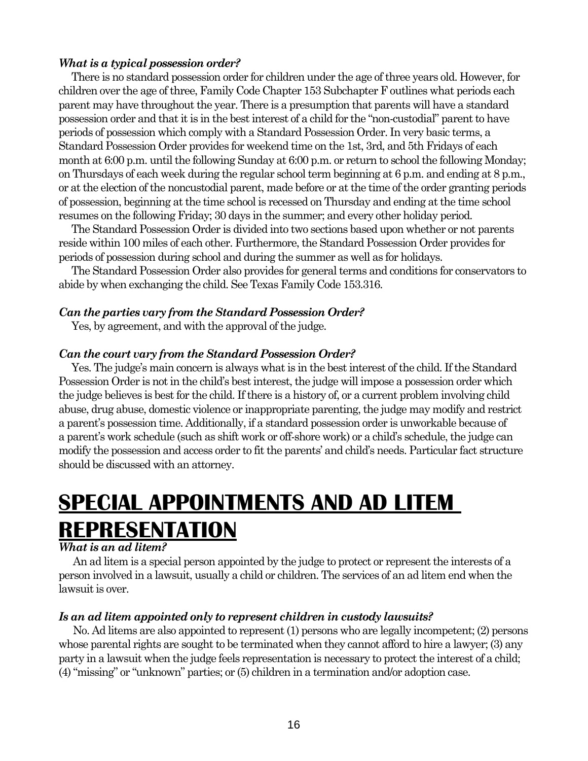***What is a typical possession order?***

There is no standard possession order for children under the age of three years old. However, for children over the age of three, Family Code Chapter 153 Subchapter F outlines what periods each parent may have throughout the year. There is a presumption that parents will have a standard possession order and that it is in the best interest of a child for the "non-custodial" parent to have periods of possession which comply with a Standard Possession Order. In very basic terms, a Standard Possession Order provides for weekend time on the 1st, 3rd, and 5th Fridays of each month at 6:00 p.m. until the following Sunday at 6:00 p.m. or return to school the following Monday; on Thursdays of each week during the regular school term beginning at 6 p.m. and ending at 8 p.m., or at the election of the noncustodial parent, made before or at the time of the order granting periods of possession, beginning at the time school is recessed on Thursday and ending at the time school resumes on the following Friday; 30 days in the summer; and every other holiday period.

The Standard Possession Order is divided into two sections based upon whether or not parents reside within 100 miles of each other. Furthermore, the Standard Possession Order provides for periods of possession during school and during the summer as well as for holidays.

The Standard Possession Order also provides for general terms and conditions for conservators to abide by when exchanging the child. See Texas Family Code 153.316.

***Can the parties vary from the Standard Possession Order?***

Yes, by agreement, and with the approval of the judge.

***Can the court vary from the Standard Possession Order?***

Yes. The judge's main concern is always what is in the best interest of the child. If the Standard Possession Order is not in the child's best interest, the judge will impose a possession order which the judge believes is best for the child. If there is a history of, or a current problem involving child abuse, drug abuse, domestic violence or inappropriate parenting, the judge may modify and restrict a parent's possession time. Additionally, if a standard possession order is unworkable because of a parent's work schedule (such as shift work or off-shore work) or a child's schedule, the judge can modify the possession and access order to fit the parents' and child's needs. Particular fact structure should be discussed with an attorney.

# SPECIAL APPOINTMENTS AND AD LITEM REPRESENTATION

***What is an ad litem?***

An ad litem is a special person appointed by the judge to protect or represent the interests of a person involved in a lawsuit, usually a child or children. The services of an ad litem end when the lawsuit is over.

***Is an ad litem appointed only to represent children in custody lawsuits?***

No. Ad litems are also appointed to represent (1) persons who are legally incompetent; (2) persons whose parental rights are sought to be terminated when they cannot afford to hire a lawyer; (3) any party in a lawsuit when the judge feels representation is necessary to protect the interest of a child; (4) "missing" or "unknown" parties; or (5) children in a termination and/or adoption case.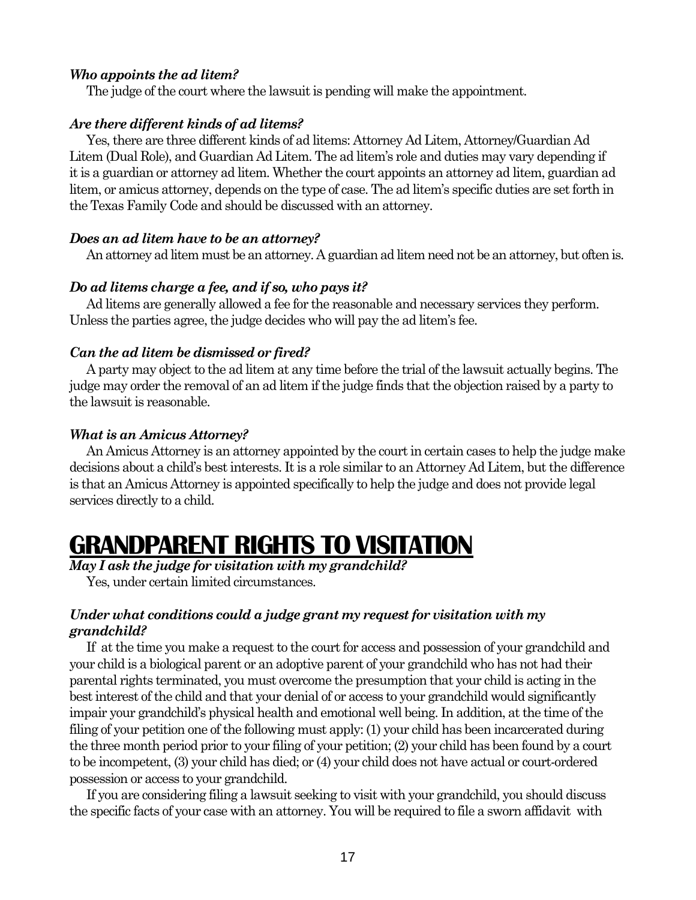***Who appoints the ad litem?***

The judge of the court where the lawsuit is pending will make the appointment.

***Are there different kinds of ad litems?***

Yes, there are three different kinds of ad litems: Attorney Ad Litem, Attorney/Guardian Ad Litem (Dual Role), and Guardian Ad Litem. The ad litem's role and duties may vary depending if it is a guardian or attorney ad litem. Whether the court appoints an attorney ad litem, guardian ad litem, or amicus attorney, depends on the type of case. The ad litem's specific duties are set forth in the Texas Family Code and should be discussed with an attorney.

***Does an ad litem have to be an attorney?***

An attorney ad litem must be an attorney. A guardian ad litem need not be an attorney, but often is.

***Do ad litems charge a fee, and if so, who pays it?***

Ad litems are generally allowed a fee for the reasonable and necessary services they perform. Unless the parties agree, the judge decides who will pay the ad litem's fee.

***Can the ad litem be dismissed or fired?***

A party may object to the ad litem at any time before the trial of the lawsuit actually begins. The judge may order the removal of an ad litem if the judge finds that the objection raised by a party to the lawsuit is reasonable.

***What is an Amicus Attorney?***

An Amicus Attorney is an attorney appointed by the court in certain cases to help the judge make decisions about a child's best interests. It is a role similar to an Attorney Ad Litem, but the difference is that an Amicus Attorney is appointed specifically to help the judge and does not provide legal services directly to a child.

# GRANDPARENT RIGHTS TO VISITATION

***May I ask the judge for visitation with my grandchild?***

Yes, under certain limited circumstances.

***Under what conditions could a judge grant my request for visitation with my grandchild?***

If at the time you make a request to the court for access and possession of your grandchild and your child is a biological parent or an adoptive parent of your grandchild who has not had their parental rights terminated, you must overcome the presumption that your child is acting in the best interest of the child and that your denial of or access to your grandchild would significantly impair your grandchild's physical health and emotional well being. In addition, at the time of the filing of your petition one of the following must apply: (1) your child has been incarcerated during the three month period prior to your filing of your petition; (2) your child has been found by a court to be incompetent, (3) your child has died; or (4) your child does not have actual or court-ordered possession or access to your grandchild.

If you are considering filing a lawsuit seeking to visit with your grandchild, you should discuss the specific facts of your case with an attorney. You will be required to file a sworn affidavit with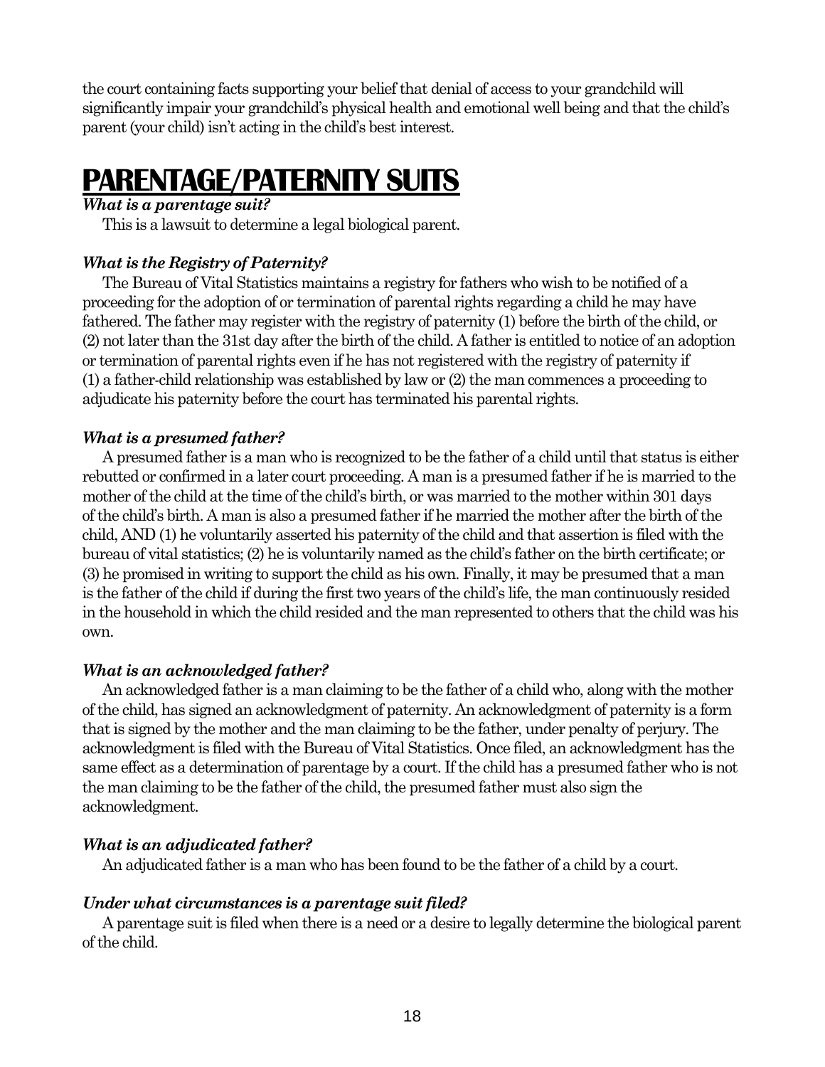the court containing facts supporting your belief that denial of access to your grandchild will significantly impair your grandchild's physical health and emotional well being and that the child's parent (your child) isn't acting in the child's best interest.

# PARENTAGE/PATERNITY SUITS

***What is a parentage suit?***

This is a lawsuit to determine a legal biological parent.

***What is the Registry of Paternity?***

The Bureau of Vital Statistics maintains a registry for fathers who wish to be notified of a proceeding for the adoption of or termination of parental rights regarding a child he may have fathered. The father may register with the registry of paternity (1) before the birth of the child, or (2) not later than the 31st day after the birth of the child. A father is entitled to notice of an adoption or termination of parental rights even if he has not registered with the registry of paternity if (1) a father-child relationship was established by law or (2) the man commences a proceeding to adjudicate his paternity before the court has terminated his parental rights.

***What is a presumed father?***

A presumed father is a man who is recognized to be the father of a child until that status is either rebutted or confirmed in a later court proceeding. A man is a presumed father if he is married to the mother of the child at the time of the child's birth, or was married to the mother within 301 days of the child's birth. A man is also a presumed father if he married the mother after the birth of the child, AND (1) he voluntarily asserted his paternity of the child and that assertion is filed with the bureau of vital statistics; (2) he is voluntarily named as the child's father on the birth certificate; or (3) he promised in writing to support the child as his own. Finally, it may be presumed that a man is the father of the child if during the first two years of the child's life, the man continuously resided in the household in which the child resided and the man represented to others that the child was his own.

***What is an acknowledged father?***

An acknowledged father is a man claiming to be the father of a child who, along with the mother of the child, has signed an acknowledgment of paternity. An acknowledgment of paternity is a form that is signed by the mother and the man claiming to be the father, under penalty of perjury. The acknowledgment is filed with the Bureau of Vital Statistics. Once filed, an acknowledgment has the same effect as a determination of parentage by a court. If the child has a presumed father who is not the man claiming to be the father of the child, the presumed father must also sign the acknowledgment.

***What is an adjudicated father?***

An adjudicated father is a man who has been found to be the father of a child by a court.

***Under what circumstances is a parentage suit filed?***

A parentage suit is filed when there is a need or a desire to legally determine the biological parent of the child.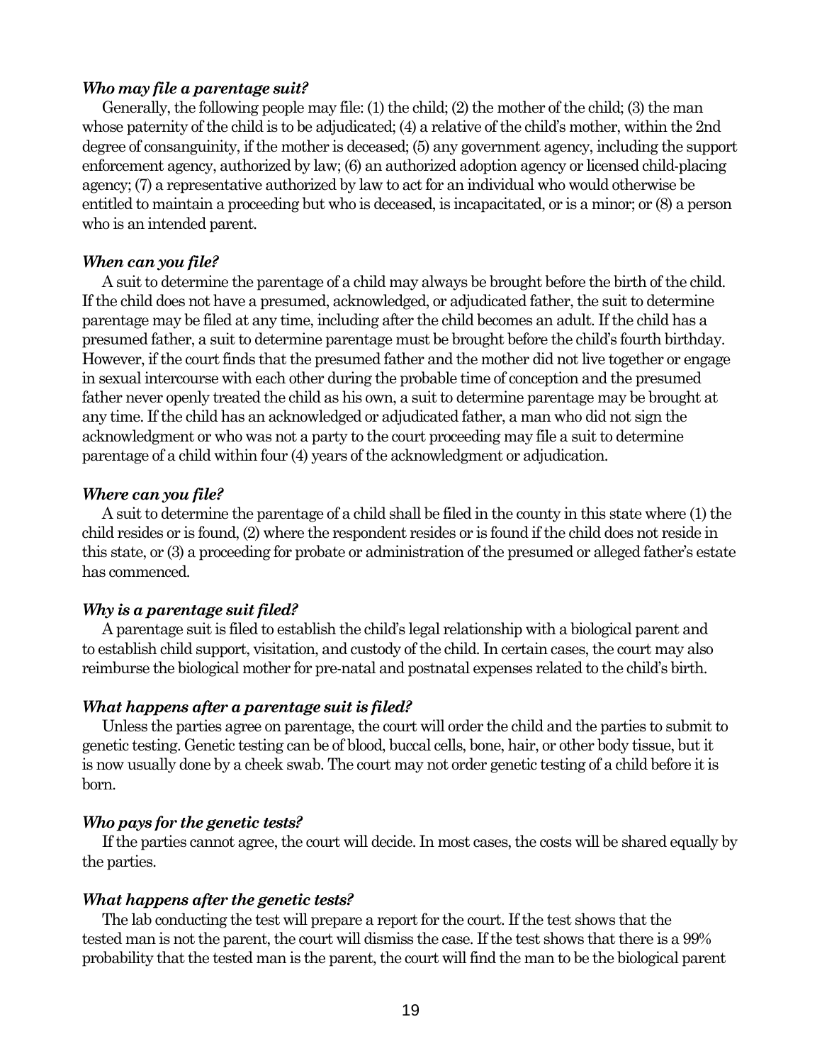***Who may file a parentage suit?***

Generally, the following people may file: (1) the child; (2) the mother of the child; (3) the man whose paternity of the child is to be adjudicated; (4) a relative of the child's mother, within the 2nd degree of consanguinity, if the mother is deceased; (5) any government agency, including the support enforcement agency, authorized by law; (6) an authorized adoption agency or licensed child-placing agency; (7) a representative authorized by law to act for an individual who would otherwise be entitled to maintain a proceeding but who is deceased, is incapacitated, or is a minor; or (8) a person who is an intended parent.

***When can you file?***

A suit to determine the parentage of a child may always be brought before the birth of the child. If the child does not have a presumed, acknowledged, or adjudicated father, the suit to determine parentage may be filed at any time, including after the child becomes an adult. If the child has a presumed father, a suit to determine parentage must be brought before the child's fourth birthday. However, if the court finds that the presumed father and the mother did not live together or engage in sexual intercourse with each other during the probable time of conception and the presumed father never openly treated the child as his own, a suit to determine parentage may be brought at any time. If the child has an acknowledged or adjudicated father, a man who did not sign the acknowledgment or who was not a party to the court proceeding may file a suit to determine parentage of a child within four (4) years of the acknowledgment or adjudication.

***Where can you file?***

A suit to determine the parentage of a child shall be filed in the county in this state where (1) the child resides or is found, (2) where the respondent resides or is found if the child does not reside in this state, or (3) a proceeding for probate or administration of the presumed or alleged father's estate has commenced.

***Why is a parentage suit filed?***

A parentage suit is filed to establish the child's legal relationship with a biological parent and to establish child support, visitation, and custody of the child. In certain cases, the court may also reimburse the biological mother for pre-natal and postnatal expenses related to the child's birth.

***What happens after a parentage suit is filed?***

Unless the parties agree on parentage, the court will order the child and the parties to submit to genetic testing. Genetic testing can be of blood, buccal cells, bone, hair, or other body tissue, but it is now usually done by a cheek swab. The court may not order genetic testing of a child before it is born.

***Who pays for the genetic tests?***

If the parties cannot agree, the court will decide. In most cases, the costs will be shared equally by the parties.

***What happens after the genetic tests?***

The lab conducting the test will prepare a report for the court. If the test shows that the tested man is not the parent, the court will dismiss the case. If the test shows that there is a 99% probability that the tested man is the parent, the court will find the man to be the biological parent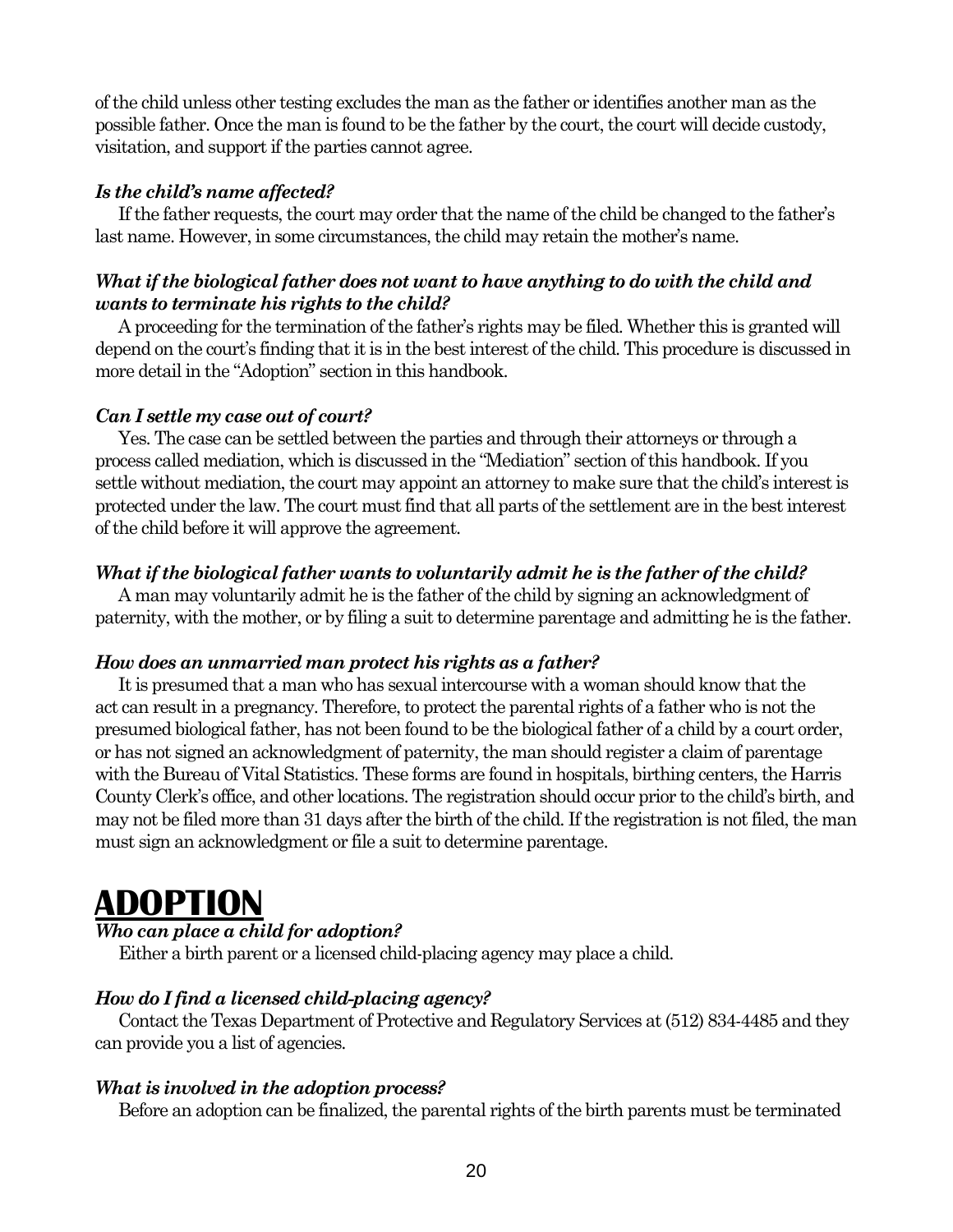of the child unless other testing excludes the man as the father or identifies another man as the possible father. Once the man is found to be the father by the court, the court will decide custody, visitation, and support if the parties cannot agree.

***Is the child's name affected?***

If the father requests, the court may order that the name of the child be changed to the father's last name. However, in some circumstances, the child may retain the mother's name.

***What if the biological father does not want to have anything to do with the child and wants to terminate his rights to the child?***

A proceeding for the termination of the father's rights may be filed. Whether this is granted will depend on the court's finding that it is in the best interest of the child. This procedure is discussed in more detail in the "Adoption" section in this handbook.

***Can I settle my case out of court?***

Yes. The case can be settled between the parties and through their attorneys or through a process called mediation, which is discussed in the "Mediation" section of this handbook. If you settle without mediation, the court may appoint an attorney to make sure that the child's interest is protected under the law. The court must find that all parts of the settlement are in the best interest of the child before it will approve the agreement.

***What if the biological father wants to voluntarily admit he is the father of the child?***

A man may voluntarily admit he is the father of the child by signing an acknowledgment of paternity, with the mother, or by filing a suit to determine parentage and admitting he is the father.

***How does an unmarried man protect his rights as a father?***

It is presumed that a man who has sexual intercourse with a woman should know that the act can result in a pregnancy. Therefore, to protect the parental rights of a father who is not the presumed biological father, has not been found to be the biological father of a child by a court order, or has not signed an acknowledgment of paternity, the man should register a claim of parentage with the Bureau of Vital Statistics. These forms are found in hospitals, birthing centers, the Harris County Clerk's office, and other locations. The registration should occur prior to the child's birth, and may not be filed more than 31 days after the birth of the child. If the registration is not filed, the man must sign an acknowledgment or file a suit to determine parentage.

# ADOPTION

***Who can place a child for adoption?***

Either a birth parent or a licensed child-placing agency may place a child.

***How do I find a licensed child-placing agency?***

Contact the Texas Department of Protective and Regulatory Services at (512) 834-4485 and they can provide you a list of agencies.

***What is involved in the adoption process?***

Before an adoption can be finalized, the parental rights of the birth parents must be terminated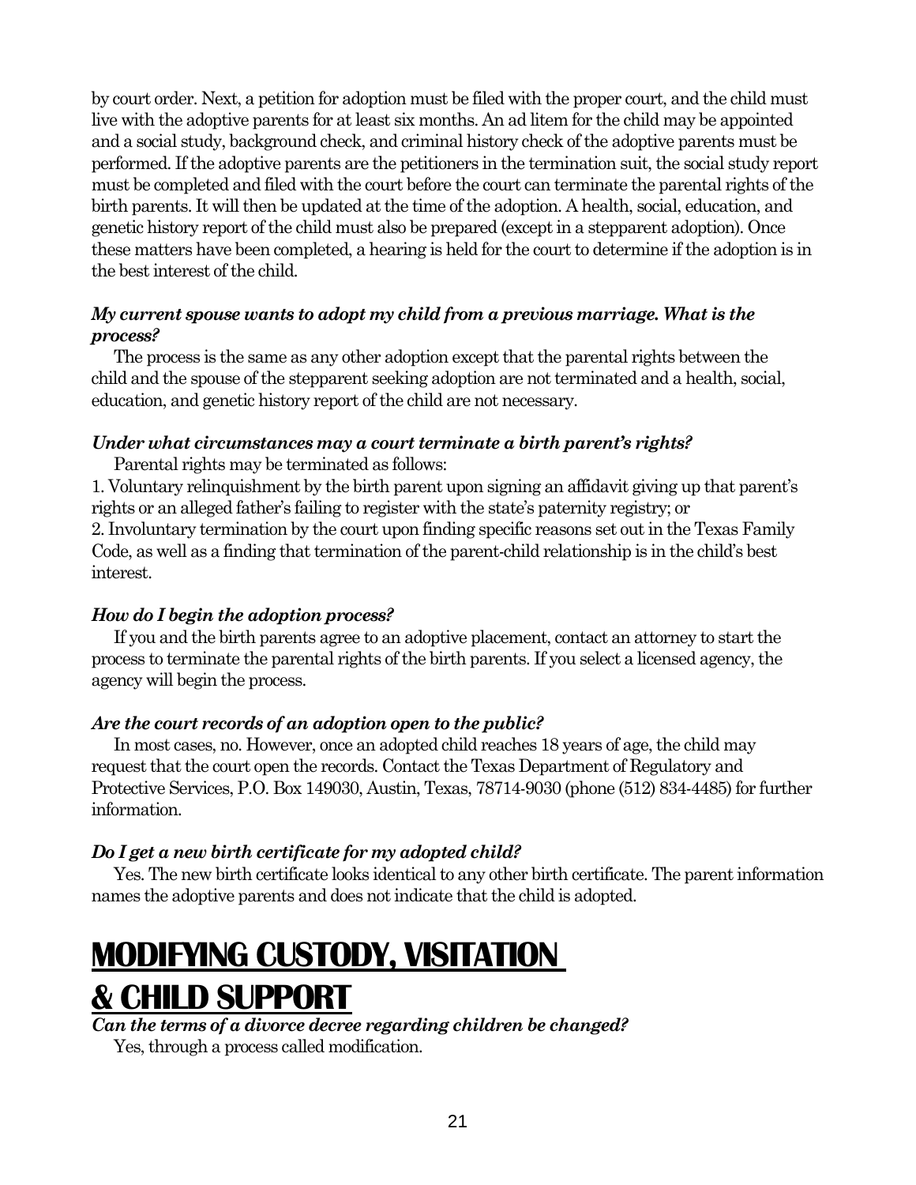by court order. Next, a petition for adoption must be filed with the proper court, and the child must live with the adoptive parents for at least six months. An ad litem for the child may be appointed and a social study, background check, and criminal history check of the adoptive parents must be performed. If the adoptive parents are the petitioners in the termination suit, the social study report must be completed and filed with the court before the court can terminate the parental rights of the birth parents. It will then be updated at the time of the adoption. A health, social, education, and genetic history report of the child must also be prepared (except in a stepparent adoption). Once these matters have been completed, a hearing is held for the court to determine if the adoption is in the best interest of the child.

***My current spouse wants to adopt my child from a previous marriage. What is the process?***

The process is the same as any other adoption except that the parental rights between the child and the spouse of the stepparent seeking adoption are not terminated and a health, social, education, and genetic history report of the child are not necessary.

***Under what circumstances may a court terminate a birth parent's rights?***

Parental rights may be terminated as follows:

1. Voluntary relinquishment by the birth parent upon signing an affidavit giving up that parent's rights or an alleged father's failing to register with the state's paternity registry; or
2. Involuntary termination by the court upon finding specific reasons set out in the Texas Family Code, as well as a finding that termination of the parent-child relationship is in the child's best interest.

***How do I begin the adoption process?***

If you and the birth parents agree to an adoptive placement, contact an attorney to start the process to terminate the parental rights of the birth parents. If you select a licensed agency, the agency will begin the process.

***Are the court records of an adoption open to the public?***

In most cases, no. However, once an adopted child reaches 18 years of age, the child may request that the court open the records. Contact the Texas Department of Regulatory and Protective Services, P.O. Box 149030, Austin, Texas, 78714-9030 (phone (512) 834-4485) for further information.

***Do I get a new birth certificate for my adopted child?***

Yes. The new birth certificate looks identical to any other birth certificate. The parent information names the adoptive parents and does not indicate that the child is adopted.

# MODIFYING CUSTODY, VISITATION & CHILD SUPPORT

***Can the terms of a divorce decree regarding children be changed?***

Yes, through a process called modification.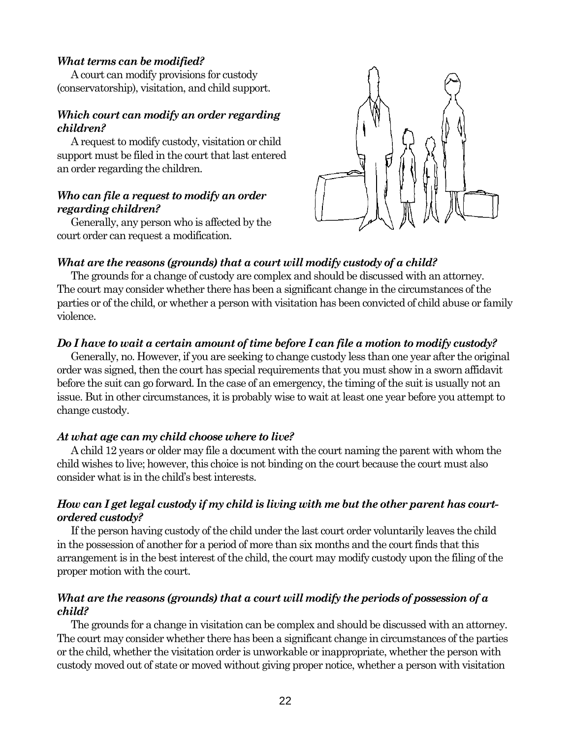### *What terms can be modified?*

A court can modify provisions for custody (conservatorship), visitation, and child support.

### *Which court can modify an order regarding children?*

A request to modify custody, visitation or child support must be filed in the court that last entered an order regarding the children.

### *Who can file a request to modify an order regarding children?*

Generally, any person who is affected by the court order can request a modification.

### *What are the reasons (grounds) that a court will modify custody of a child?*

The grounds for a change of custody are complex and should be discussed with an attorney. The court may consider whether there has been a significant change in the circumstances of the parties or of the child, or whether a person with visitation has been convicted of child abuse or family violence.

### *Do I have to wait a certain amount of time before I can file a motion to modify custody?*

Generally, no. However, if you are seeking to change custody less than one year after the original order was signed, then the court has special requirements that you must show in a sworn affidavit before the suit can go forward. In the case of an emergency, the timing of the suit is usually not an issue. But in other circumstances, it is probably wise to wait at least one year before you attempt to change custody.

### *At what age can my child choose where to live?*

A child 12 years or older may file a document with the court naming the parent with whom the child wishes to live; however, this choice is not binding on the court because the court must also consider what is in the child's best interests.

### *How can I get legal custody if my child is living with me but the other parent has court-ordered custody?*

If the person having custody of the child under the last court order voluntarily leaves the child in the possession of another for a period of more than six months and the court finds that this arrangement is in the best interest of the child, the court may modify custody upon the filing of the proper motion with the court.

### *What are the reasons (grounds) that a court will modify the periods of possession of a child?*

The grounds for a change in visitation can be complex and should be discussed with an attorney. The court may consider whether there has been a significant change in circumstances of the parties or the child, whether the visitation order is unworkable or inappropriate, whether the person with custody moved out of state or moved without giving proper notice, whether a person with visitation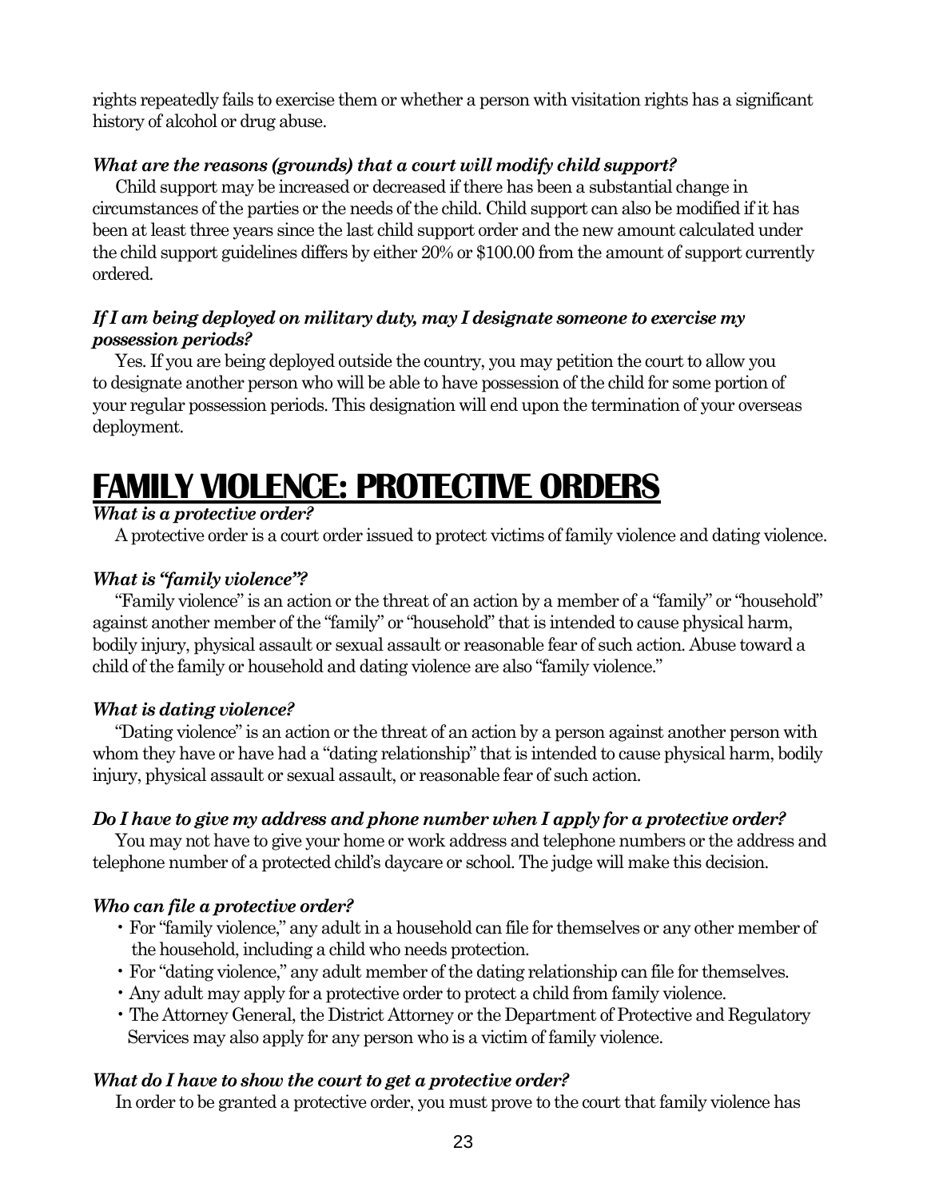rights repeatedly fails to exercise them or whether a person with visitation rights has a significant history of alcohol or drug abuse.

***What are the reasons (grounds) that a court will modify child support?***

Child support may be increased or decreased if there has been a substantial change in circumstances of the parties or the needs of the child. Child support can also be modified if it has been at least three years since the last child support order and the new amount calculated under the child support guidelines differs by either 20% or $100.00 from the amount of support currently ordered.

***If I am being deployed on military duty, may I designate someone to exercise my possession periods?***

Yes. If you are being deployed outside the country, you may petition the court to allow you to designate another person who will be able to have possession of the child for some portion of your regular possession periods. This designation will end upon the termination of your overseas deployment.

# FAMILY VIOLENCE: PROTECTIVE ORDERS

***What is a protective order?***

A protective order is a court order issued to protect victims of family violence and dating violence.

***What is "family violence"?***

"Family violence" is an action or the threat of an action by a member of a "family" or "household" against another member of the "family" or "household" that is intended to cause physical harm, bodily injury, physical assault or sexual assault or reasonable fear of such action. Abuse toward a child of the family or household and dating violence are also "family violence."

***What is dating violence?***

"Dating violence" is an action or the threat of an action by a person against another person with whom they have or have had a "dating relationship" that is intended to cause physical harm, bodily injury, physical assault or sexual assault, or reasonable fear of such action.

***Do I have to give my address and phone number when I apply for a protective order?***

You may not have to give your home or work address and telephone numbers or the address and telephone number of a protected child's daycare or school. The judge will make this decision.

***Who can file a protective order?***

- For "family violence," any adult in a household can file for themselves or any other member of the household, including a child who needs protection.
- For "dating violence," any adult member of the dating relationship can file for themselves.
- Any adult may apply for a protective order to protect a child from family violence.
- The Attorney General, the District Attorney or the Department of Protective and Regulatory Services may also apply for any person who is a victim of family violence.

***What do I have to show the court to get a protective order?***

In order to be granted a protective order, you must prove to the court that family violence has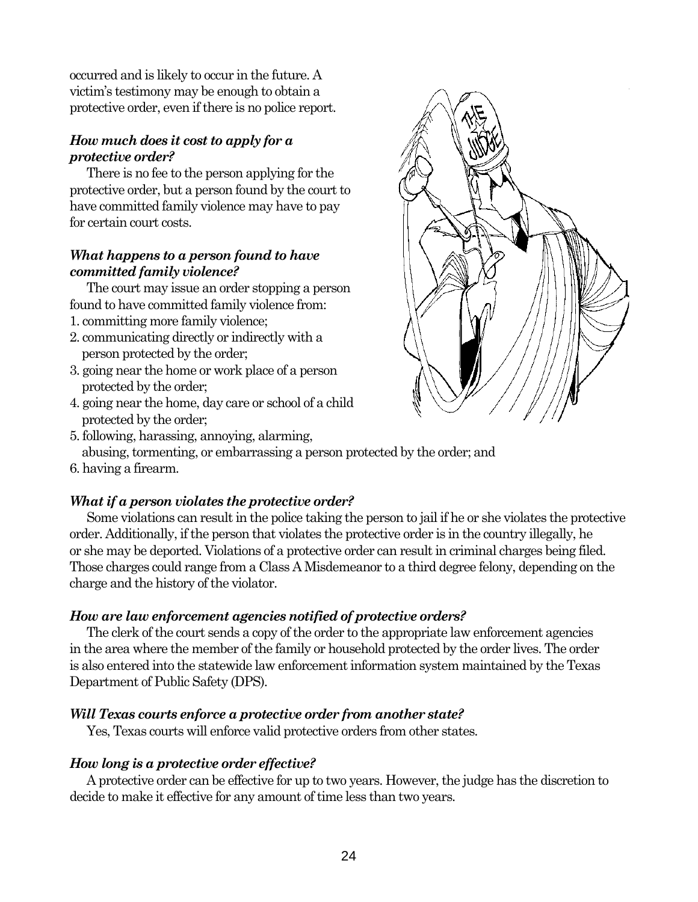occurred and is likely to occur in the future. A victim's testimony may be enough to obtain a protective order, even if there is no police report.

### *How much does it cost to apply for a protective order?*

There is no fee to the person applying for the protective order, but a person found by the court to have committed family violence may have to pay for certain court costs.

### *What happens to a person found to have committed family violence?*

The court may issue an order stopping a person found to have committed family violence from:

1. committing more family violence;
2. communicating directly or indirectly with a person protected by the order;
3. going near the home or work place of a person protected by the order;
4. going near the home, day care or school of a child protected by the order;
5. following, harassing, annoying, alarming, abusing, tormenting, or embarrassing a person protected by the order; and
6. having a firearm.

### *What if a person violates the protective order?*

Some violations can result in the police taking the person to jail if he or she violates the protective order. Additionally, if the person that violates the protective order is in the country illegally, he or she may be deported. Violations of a protective order can result in criminal charges being filed. Those charges could range from a Class A Misdemeanor to a third degree felony, depending on the charge and the history of the violator.

### *How are law enforcement agencies notified of protective orders?*

The clerk of the court sends a copy of the order to the appropriate law enforcement agencies in the area where the member of the family or household protected by the order lives. The order is also entered into the statewide law enforcement information system maintained by the Texas Department of Public Safety (DPS).

### *Will Texas courts enforce a protective order from another state?*

Yes, Texas courts will enforce valid protective orders from other states.

### *How long is a protective order effective?*

A protective order can be effective for up to two years. However, the judge has the discretion to decide to make it effective for any amount of time less than two years.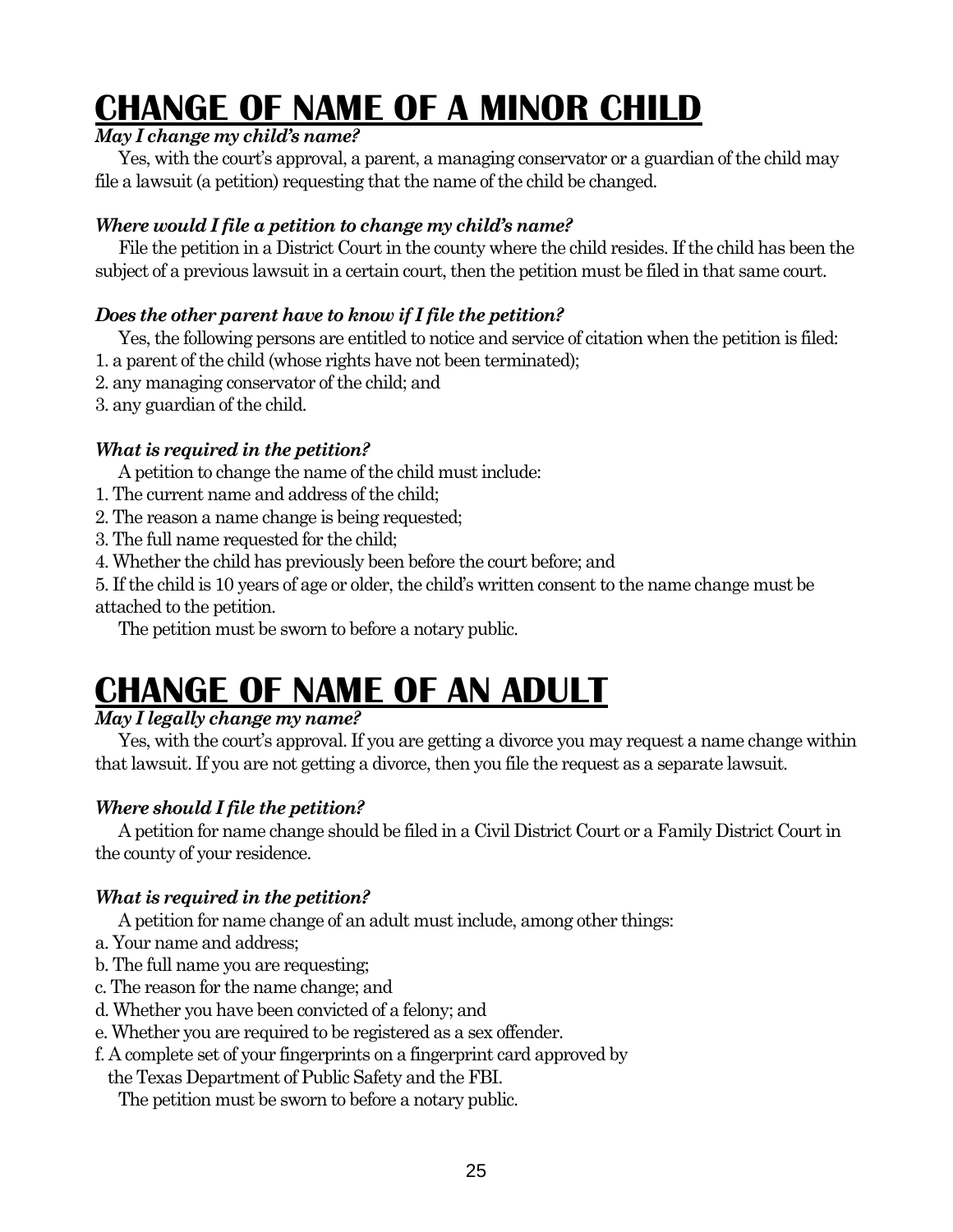# CHANGE OF NAME OF A MINOR CHILD

***May I change my child's name?***

Yes, with the court's approval, a parent, a managing conservator or a guardian of the child may file a lawsuit (a petition) requesting that the name of the child be changed.

***Where would I file a petition to change my child's name?***

File the petition in a District Court in the county where the child resides. If the child has been the subject of a previous lawsuit in a certain court, then the petition must be filed in that same court.

***Does the other parent have to know if I file the petition?***

Yes, the following persons are entitled to notice and service of citation when the petition is filed:

1. a parent of the child (whose rights have not been terminated);
2. any managing conservator of the child; and
3. any guardian of the child.

***What is required in the petition?***

A petition to change the name of the child must include:

1. The current name and address of the child;
2. The reason a name change is being requested;
3. The full name requested for the child;
4. Whether the child has previously been before the court before; and
5. If the child is 10 years of age or older, the child's written consent to the name change must be attached to the petition.

The petition must be sworn to before a notary public.

# CHANGE OF NAME OF AN ADULT

***May I legally change my name?***

Yes, with the court's approval. If you are getting a divorce you may request a name change within that lawsuit. If you are not getting a divorce, then you file the request as a separate lawsuit.

***Where should I file the petition?***

A petition for name change should be filed in a Civil District Court or a Family District Court in the county of your residence.

***What is required in the petition?***

A petition for name change of an adult must include, among other things:

a. Your name and address;
b. The full name you are requesting;
c. The reason for the name change; and
d. Whether you have been convicted of a felony; and
e. Whether you are required to be registered as a sex offender.
f. A complete set of your fingerprints on a fingerprint card approved by the Texas Department of Public Safety and the FBI.

The petition must be sworn to before a notary public.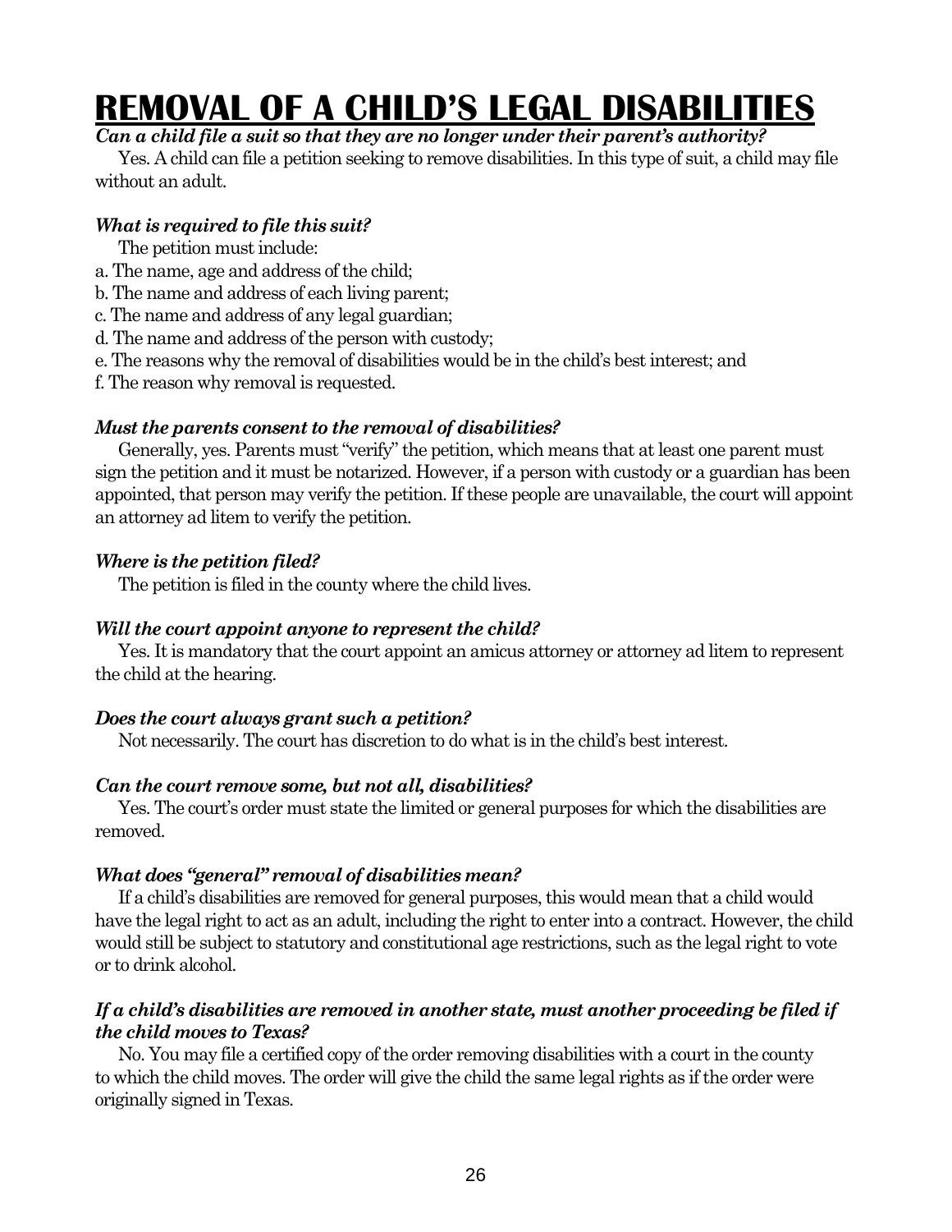# REMOVAL OF A CHILD'S LEGAL DISABILITIES

***Can a child file a suit so that they are no longer under their parent's authority?***

Yes. A child can file a petition seeking to remove disabilities. In this type of suit, a child may file without an adult.

***What is required to file this suit?***

The petition must include:

a. The name, age and address of the child;
b. The name and address of each living parent;
c. The name and address of any legal guardian;
d. The name and address of the person with custody;
e. The reasons why the removal of disabilities would be in the child's best interest; and
f. The reason why removal is requested.

***Must the parents consent to the removal of disabilities?***

Generally, yes. Parents must "verify" the petition, which means that at least one parent must sign the petition and it must be notarized. However, if a person with custody or a guardian has been appointed, that person may verify the petition. If these people are unavailable, the court will appoint an attorney ad litem to verify the petition.

***Where is the petition filed?***

The petition is filed in the county where the child lives.

***Will the court appoint anyone to represent the child?***

Yes. It is mandatory that the court appoint an amicus attorney or attorney ad litem to represent the child at the hearing.

***Does the court always grant such a petition?***

Not necessarily. The court has discretion to do what is in the child's best interest.

***Can the court remove some, but not all, disabilities?***

Yes. The court's order must state the limited or general purposes for which the disabilities are removed.

***What does "general" removal of disabilities mean?***

If a child's disabilities are removed for general purposes, this would mean that a child would have the legal right to act as an adult, including the right to enter into a contract. However, the child would still be subject to statutory and constitutional age restrictions, such as the legal right to vote or to drink alcohol.

***If a child's disabilities are removed in another state, must another proceeding be filed if the child moves to Texas?***

No. You may file a certified copy of the order removing disabilities with a court in the county to which the child moves. The order will give the child the same legal rights as if the order were originally signed in Texas.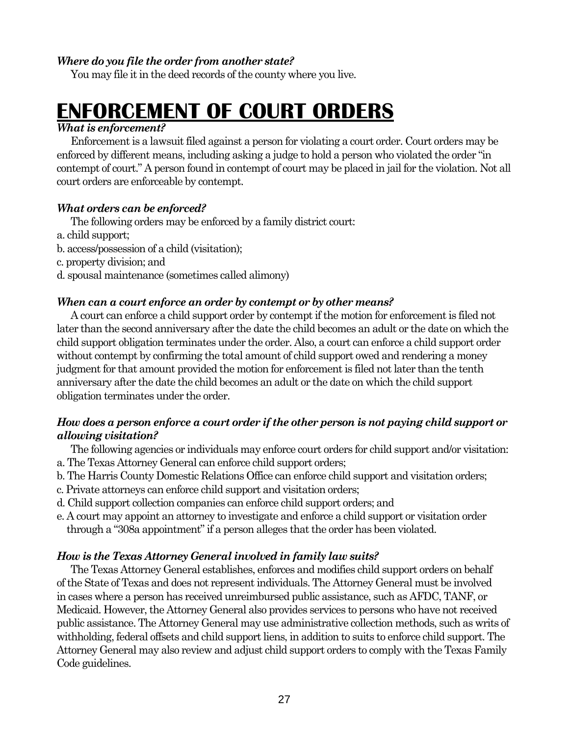***Where do you file the order from another state?***

You may file it in the deed records of the county where you live.

# ENFORCEMENT OF COURT ORDERS

***What is enforcement?***

Enforcement is a lawsuit filed against a person for violating a court order. Court orders may be enforced by different means, including asking a judge to hold a person who violated the order "in contempt of court." A person found in contempt of court may be placed in jail for the violation. Not all court orders are enforceable by contempt.

***What orders can be enforced?***

The following orders may be enforced by a family district court:

a. child support;
b. access/possession of a child (visitation);
c. property division; and
d. spousal maintenance (sometimes called alimony)

***When can a court enforce an order by contempt or by other means?***

A court can enforce a child support order by contempt if the motion for enforcement is filed not later than the second anniversary after the date the child becomes an adult or the date on which the child support obligation terminates under the order. Also, a court can enforce a child support order without contempt by confirming the total amount of child support owed and rendering a money judgment for that amount provided the motion for enforcement is filed not later than the tenth anniversary after the date the child becomes an adult or the date on which the child support obligation terminates under the order.

***How does a person enforce a court order if the other person is not paying child support or allowing visitation?***

The following agencies or individuals may enforce court orders for child support and/or visitation:

a. The Texas Attorney General can enforce child support orders;
b. The Harris County Domestic Relations Office can enforce child support and visitation orders;
c. Private attorneys can enforce child support and visitation orders;
d. Child support collection companies can enforce child support orders; and
e. A court may appoint an attorney to investigate and enforce a child support or visitation order through a "308a appointment" if a person alleges that the order has been violated.

***How is the Texas Attorney General involved in family law suits?***

The Texas Attorney General establishes, enforces and modifies child support orders on behalf of the State of Texas and does not represent individuals. The Attorney General must be involved in cases where a person has received unreimbursed public assistance, such as AFDC, TANF, or Medicaid. However, the Attorney General also provides services to persons who have not received public assistance. The Attorney General may use administrative collection methods, such as writs of withholding, federal offsets and child support liens, in addition to suits to enforce child support. The Attorney General may also review and adjust child support orders to comply with the Texas Family Code guidelines.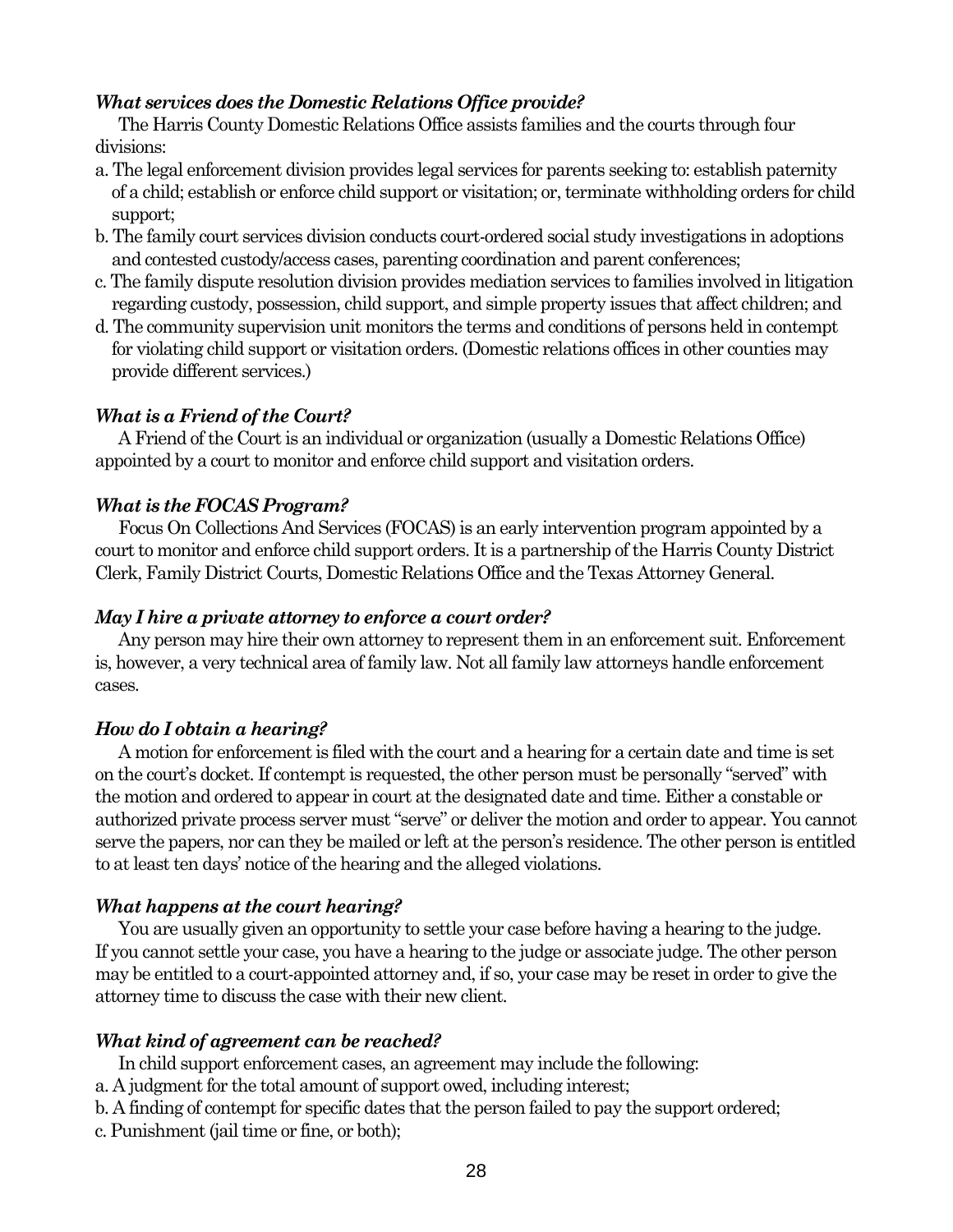***What services does the Domestic Relations Office provide?***

The Harris County Domestic Relations Office assists families and the courts through four divisions:

a. The legal enforcement division provides legal services for parents seeking to: establish paternity of a child; establish or enforce child support or visitation; or, terminate withholding orders for child support;

b. The family court services division conducts court-ordered social study investigations in adoptions and contested custody/access cases, parenting coordination and parent conferences;

c. The family dispute resolution division provides mediation services to families involved in litigation regarding custody, possession, child support, and simple property issues that affect children; and

d. The community supervision unit monitors the terms and conditions of persons held in contempt for violating child support or visitation orders. (Domestic relations offices in other counties may provide different services.)

***What is a Friend of the Court?***

A Friend of the Court is an individual or organization (usually a Domestic Relations Office) appointed by a court to monitor and enforce child support and visitation orders.

***What is the FOCAS Program?***

Focus On Collections And Services (FOCAS) is an early intervention program appointed by a court to monitor and enforce child support orders. It is a partnership of the Harris County District Clerk, Family District Courts, Domestic Relations Office and the Texas Attorney General.

***May I hire a private attorney to enforce a court order?***

Any person may hire their own attorney to represent them in an enforcement suit. Enforcement is, however, a very technical area of family law. Not all family law attorneys handle enforcement cases.

***How do I obtain a hearing?***

A motion for enforcement is filed with the court and a hearing for a certain date and time is set on the court's docket. If contempt is requested, the other person must be personally "served" with the motion and ordered to appear in court at the designated date and time. Either a constable or authorized private process server must "serve" or deliver the motion and order to appear. You cannot serve the papers, nor can they be mailed or left at the person's residence. The other person is entitled to at least ten days' notice of the hearing and the alleged violations.

***What happens at the court hearing?***

You are usually given an opportunity to settle your case before having a hearing to the judge. If you cannot settle your case, you have a hearing to the judge or associate judge. The other person may be entitled to a court-appointed attorney and, if so, your case may be reset in order to give the attorney time to discuss the case with their new client.

***What kind of agreement can be reached?***

In child support enforcement cases, an agreement may include the following:

a. A judgment for the total amount of support owed, including interest;

b. A finding of contempt for specific dates that the person failed to pay the support ordered;

c. Punishment (jail time or fine, or both);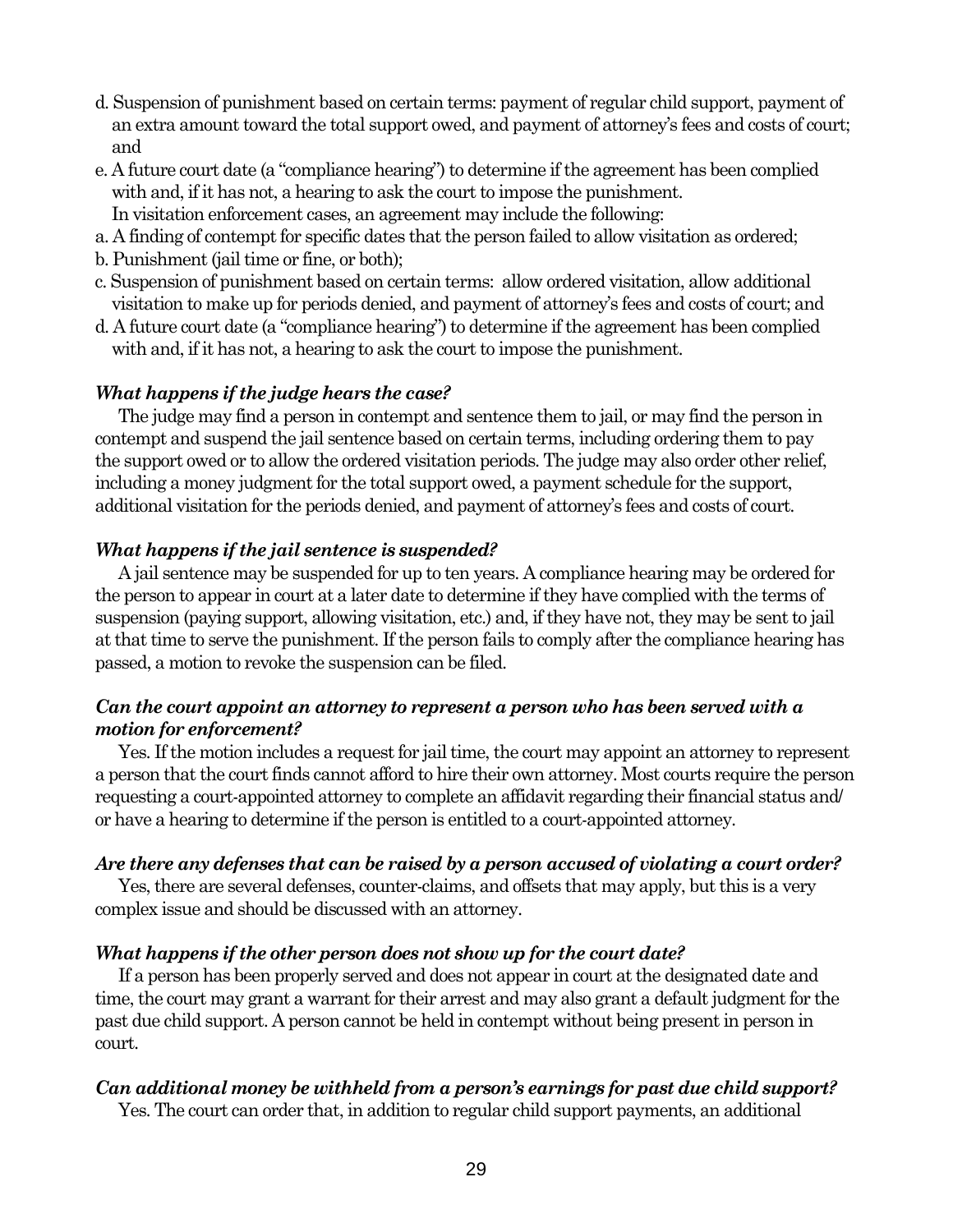d. Suspension of punishment based on certain terms: payment of regular child support, payment of an extra amount toward the total support owed, and payment of attorney's fees and costs of court; and

e. A future court date (a "compliance hearing") to determine if the agreement has been complied with and, if it has not, a hearing to ask the court to impose the punishment.

In visitation enforcement cases, an agreement may include the following:

a. A finding of contempt for specific dates that the person failed to allow visitation as ordered;

b. Punishment (jail time or fine, or both);

c. Suspension of punishment based on certain terms: allow ordered visitation, allow additional visitation to make up for periods denied, and payment of attorney's fees and costs of court; and

d. A future court date (a "compliance hearing") to determine if the agreement has been complied with and, if it has not, a hearing to ask the court to impose the punishment.

***What happens if the judge hears the case?***

The judge may find a person in contempt and sentence them to jail, or may find the person in contempt and suspend the jail sentence based on certain terms, including ordering them to pay the support owed or to allow the ordered visitation periods. The judge may also order other relief, including a money judgment for the total support owed, a payment schedule for the support, additional visitation for the periods denied, and payment of attorney's fees and costs of court.

***What happens if the jail sentence is suspended?***

A jail sentence may be suspended for up to ten years. A compliance hearing may be ordered for the person to appear in court at a later date to determine if they have complied with the terms of suspension (paying support, allowing visitation, etc.) and, if they have not, they may be sent to jail at that time to serve the punishment. If the person fails to comply after the compliance hearing has passed, a motion to revoke the suspension can be filed.

***Can the court appoint an attorney to represent a person who has been served with a motion for enforcement?***

Yes. If the motion includes a request for jail time, the court may appoint an attorney to represent a person that the court finds cannot afford to hire their own attorney. Most courts require the person requesting a court-appointed attorney to complete an affidavit regarding their financial status and/or have a hearing to determine if the person is entitled to a court-appointed attorney.

***Are there any defenses that can be raised by a person accused of violating a court order?***

Yes, there are several defenses, counter-claims, and offsets that may apply, but this is a very complex issue and should be discussed with an attorney.

***What happens if the other person does not show up for the court date?***

If a person has been properly served and does not appear in court at the designated date and time, the court may grant a warrant for their arrest and may also grant a default judgment for the past due child support. A person cannot be held in contempt without being present in person in court.

***Can additional money be withheld from a person's earnings for past due child support?***

Yes. The court can order that, in addition to regular child support payments, an additional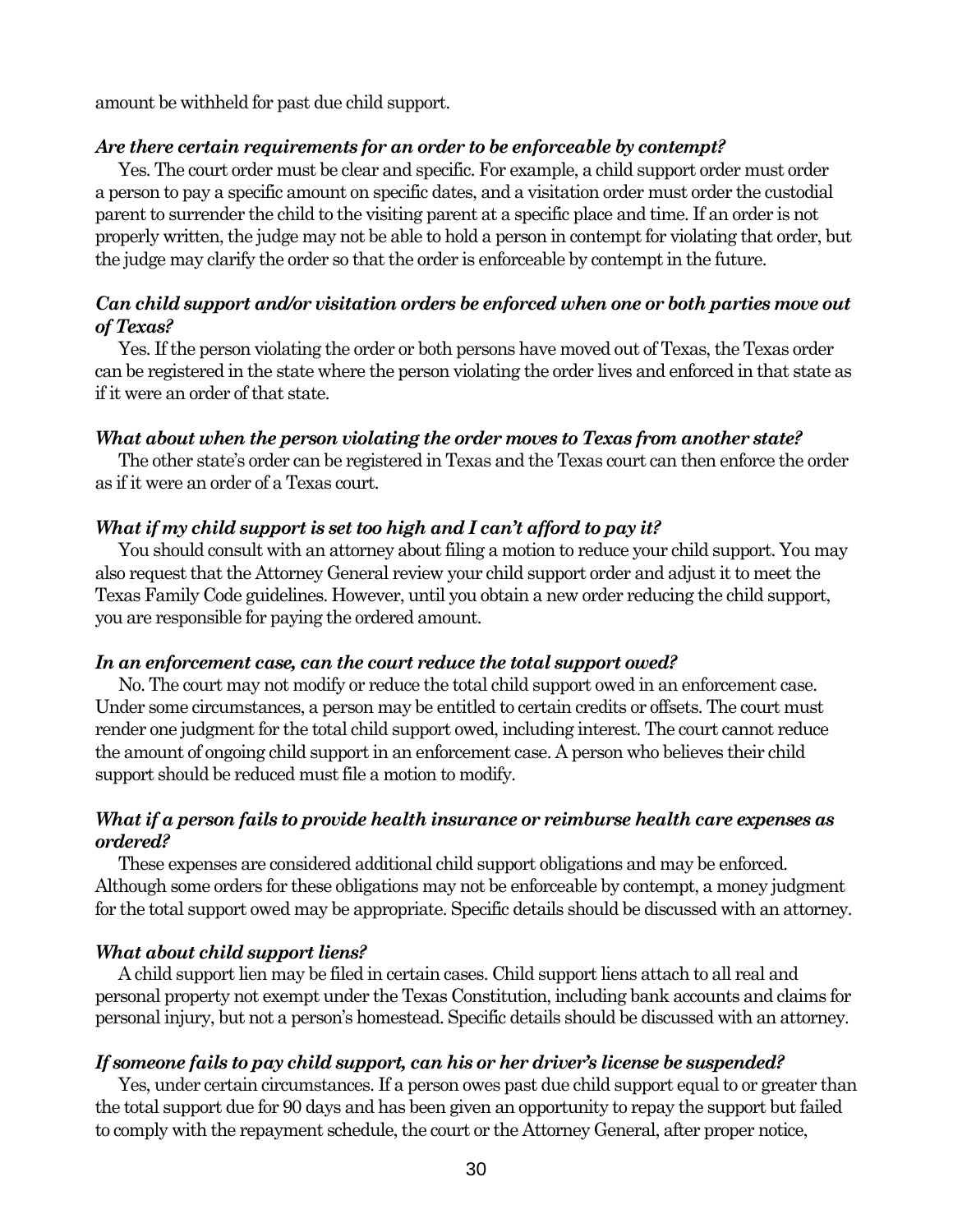amount be withheld for past due child support.

***Are there certain requirements for an order to be enforceable by contempt?***

Yes. The court order must be clear and specific. For example, a child support order must order a person to pay a specific amount on specific dates, and a visitation order must order the custodial parent to surrender the child to the visiting parent at a specific place and time. If an order is not properly written, the judge may not be able to hold a person in contempt for violating that order, but the judge may clarify the order so that the order is enforceable by contempt in the future.

***Can child support and/or visitation orders be enforced when one or both parties move out of Texas?***

Yes. If the person violating the order or both persons have moved out of Texas, the Texas order can be registered in the state where the person violating the order lives and enforced in that state as if it were an order of that state.

***What about when the person violating the order moves to Texas from another state?***

The other state's order can be registered in Texas and the Texas court can then enforce the order as if it were an order of a Texas court.

***What if my child support is set too high and I can't afford to pay it?***

You should consult with an attorney about filing a motion to reduce your child support. You may also request that the Attorney General review your child support order and adjust it to meet the Texas Family Code guidelines. However, until you obtain a new order reducing the child support, you are responsible for paying the ordered amount.

***In an enforcement case, can the court reduce the total support owed?***

No. The court may not modify or reduce the total child support owed in an enforcement case. Under some circumstances, a person may be entitled to certain credits or offsets. The court must render one judgment for the total child support owed, including interest. The court cannot reduce the amount of ongoing child support in an enforcement case. A person who believes their child support should be reduced must file a motion to modify.

***What if a person fails to provide health insurance or reimburse health care expenses as ordered?***

These expenses are considered additional child support obligations and may be enforced. Although some orders for these obligations may not be enforceable by contempt, a money judgment for the total support owed may be appropriate. Specific details should be discussed with an attorney.

***What about child support liens?***

A child support lien may be filed in certain cases. Child support liens attach to all real and personal property not exempt under the Texas Constitution, including bank accounts and claims for personal injury, but not a person's homestead. Specific details should be discussed with an attorney.

***If someone fails to pay child support, can his or her driver's license be suspended?***

Yes, under certain circumstances. If a person owes past due child support equal to or greater than the total support due for 90 days and has been given an opportunity to repay the support but failed to comply with the repayment schedule, the court or the Attorney General, after proper notice,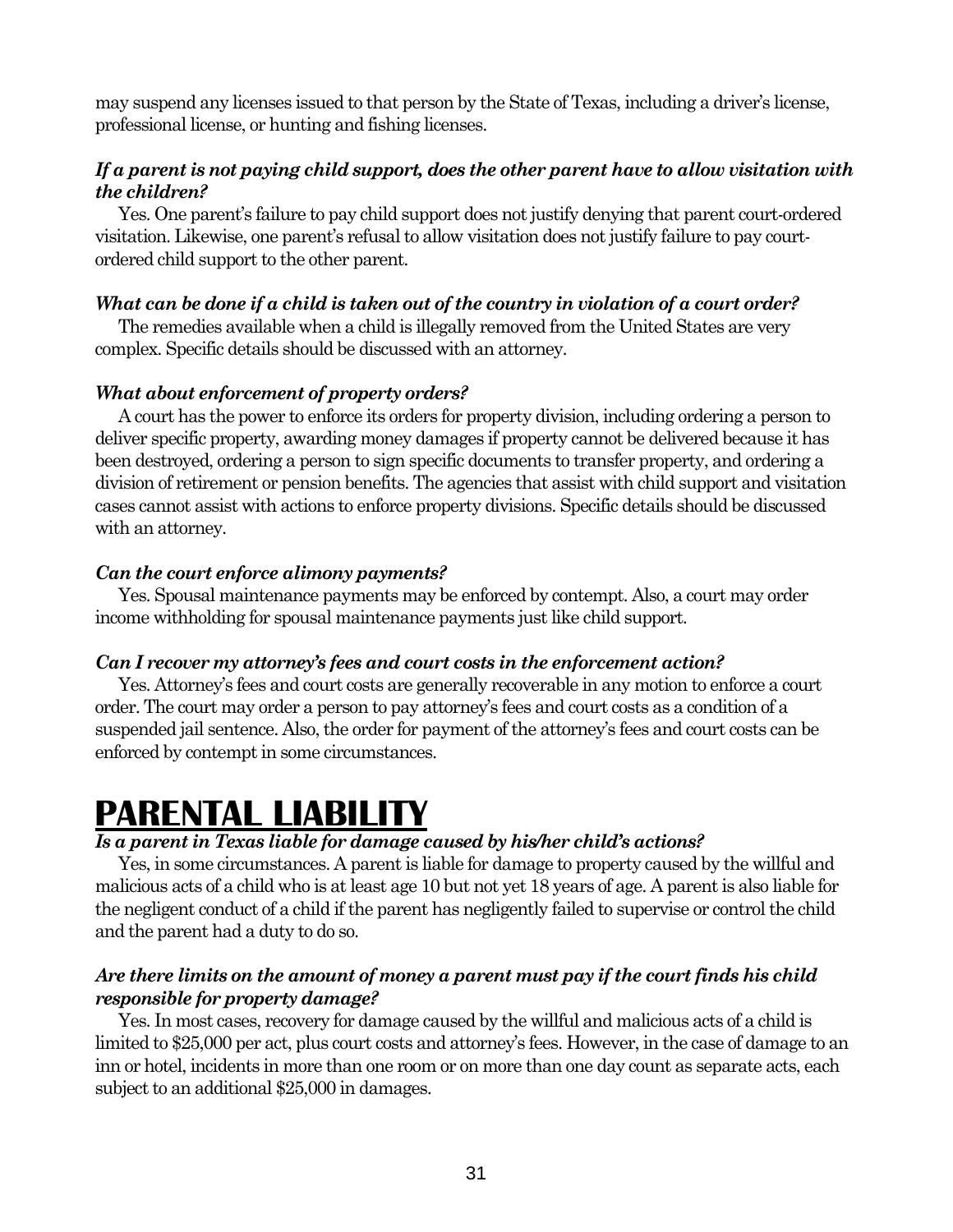may suspend any licenses issued to that person by the State of Texas, including a driver's license, professional license, or hunting and fishing licenses.

***If a parent is not paying child support, does the other parent have to allow visitation with the children?***

Yes. One parent's failure to pay child support does not justify denying that parent court-ordered visitation. Likewise, one parent's refusal to allow visitation does not justify failure to pay court-ordered child support to the other parent.

***What can be done if a child is taken out of the country in violation of a court order?***

The remedies available when a child is illegally removed from the United States are very complex. Specific details should be discussed with an attorney.

***What about enforcement of property orders?***

A court has the power to enforce its orders for property division, including ordering a person to deliver specific property, awarding money damages if property cannot be delivered because it has been destroyed, ordering a person to sign specific documents to transfer property, and ordering a division of retirement or pension benefits. The agencies that assist with child support and visitation cases cannot assist with actions to enforce property divisions. Specific details should be discussed with an attorney.

***Can the court enforce alimony payments?***

Yes. Spousal maintenance payments may be enforced by contempt. Also, a court may order income withholding for spousal maintenance payments just like child support.

***Can I recover my attorney's fees and court costs in the enforcement action?***

Yes. Attorney's fees and court costs are generally recoverable in any motion to enforce a court order. The court may order a person to pay attorney's fees and court costs as a condition of a suspended jail sentence. Also, the order for payment of the attorney's fees and court costs can be enforced by contempt in some circumstances.

# PARENTAL LIABILITY

***Is a parent in Texas liable for damage caused by his/her child's actions?***

Yes, in some circumstances. A parent is liable for damage to property caused by the willful and malicious acts of a child who is at least age 10 but not yet 18 years of age. A parent is also liable for the negligent conduct of a child if the parent has negligently failed to supervise or control the child and the parent had a duty to do so.

***Are there limits on the amount of money a parent must pay if the court finds his child responsible for property damage?***

Yes. In most cases, recovery for damage caused by the willful and malicious acts of a child is limited to $25,000 per act, plus court costs and attorney's fees. However, in the case of damage to an inn or hotel, incidents in more than one room or on more than one day count as separate acts, each subject to an additional $25,000 in damages.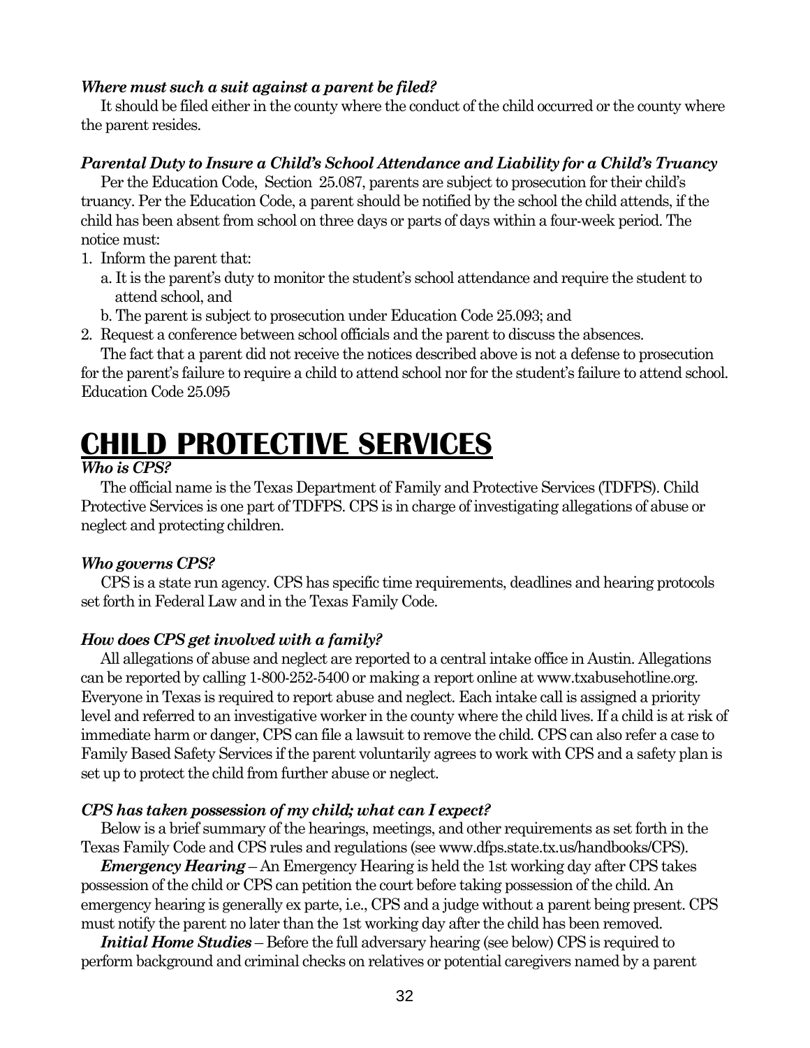***Where must such a suit against a parent be filed?***

It should be filed either in the county where the conduct of the child occurred or the county where the parent resides.

***Parental Duty to Insure a Child's School Attendance and Liability for a Child's Truancy***

Per the Education Code, Section 25.087, parents are subject to prosecution for their child's truancy. Per the Education Code, a parent should be notified by the school the child attends, if the child has been absent from school on three days or parts of days within a four-week period. The notice must:

1. Inform the parent that:
   a. It is the parent's duty to monitor the student's school attendance and require the student to attend school, and
   b. The parent is subject to prosecution under Education Code 25.093; and
2. Request a conference between school officials and the parent to discuss the absences.

The fact that a parent did not receive the notices described above is not a defense to prosecution for the parent's failure to require a child to attend school nor for the student's failure to attend school. Education Code 25.095

# CHILD PROTECTIVE SERVICES

***Who is CPS?***

The official name is the Texas Department of Family and Protective Services (TDFPS). Child Protective Services is one part of TDFPS. CPS is in charge of investigating allegations of abuse or neglect and protecting children.

***Who governs CPS?***

CPS is a state run agency. CPS has specific time requirements, deadlines and hearing protocols set forth in Federal Law and in the Texas Family Code.

***How does CPS get involved with a family?***

All allegations of abuse and neglect are reported to a central intake office in Austin. Allegations can be reported by calling 1-800-252-5400 or making a report online at www.txabusehotline.org. Everyone in Texas is required to report abuse and neglect. Each intake call is assigned a priority level and referred to an investigative worker in the county where the child lives. If a child is at risk of immediate harm or danger, CPS can file a lawsuit to remove the child. CPS can also refer a case to Family Based Safety Services if the parent voluntarily agrees to work with CPS and a safety plan is set up to protect the child from further abuse or neglect.

***CPS has taken possession of my child; what can I expect?***

Below is a brief summary of the hearings, meetings, and other requirements as set forth in the Texas Family Code and CPS rules and regulations (see www.dfps.state.tx.us/handbooks/CPS).

***Emergency Hearing*** – An Emergency Hearing is held the 1st working day after CPS takes possession of the child or CPS can petition the court before taking possession of the child. An emergency hearing is generally ex parte, i.e., CPS and a judge without a parent being present. CPS must notify the parent no later than the 1st working day after the child has been removed.

***Initial Home Studies*** – Before the full adversary hearing (see below) CPS is required to perform background and criminal checks on relatives or potential caregivers named by a parent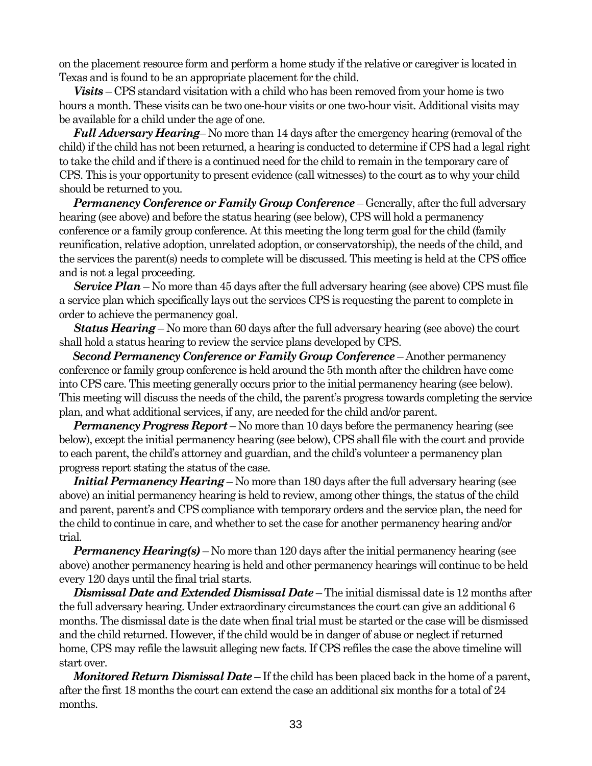on the placement resource form and perform a home study if the relative or caregiver is located in Texas and is found to be an appropriate placement for the child.

***Visits*** – CPS standard visitation with a child who has been removed from your home is two hours a month. These visits can be two one-hour visits or one two-hour visit. Additional visits may be available for a child under the age of one.

***Full Adversary Hearing***– No more than 14 days after the emergency hearing (removal of the child) if the child has not been returned, a hearing is conducted to determine if CPS had a legal right to take the child and if there is a continued need for the child to remain in the temporary care of CPS. This is your opportunity to present evidence (call witnesses) to the court as to why your child should be returned to you.

***Permanency Conference or Family Group Conference*** – Generally, after the full adversary hearing (see above) and before the status hearing (see below), CPS will hold a permanency conference or a family group conference. At this meeting the long term goal for the child (family reunification, relative adoption, unrelated adoption, or conservatorship), the needs of the child, and the services the parent(s) needs to complete will be discussed. This meeting is held at the CPS office and is not a legal proceeding.

***Service Plan*** – No more than 45 days after the full adversary hearing (see above) CPS must file a service plan which specifically lays out the services CPS is requesting the parent to complete in order to achieve the permanency goal.

***Status Hearing*** – No more than 60 days after the full adversary hearing (see above) the court shall hold a status hearing to review the service plans developed by CPS.

***Second Permanency Conference or Family Group Conference*** – Another permanency conference or family group conference is held around the 5th month after the children have come into CPS care. This meeting generally occurs prior to the initial permanency hearing (see below). This meeting will discuss the needs of the child, the parent's progress towards completing the service plan, and what additional services, if any, are needed for the child and/or parent.

***Permanency Progress Report*** – No more than 10 days before the permanency hearing (see below), except the initial permanency hearing (see below), CPS shall file with the court and provide to each parent, the child's attorney and guardian, and the child's volunteer a permanency plan progress report stating the status of the case.

***Initial Permanency Hearing*** – No more than 180 days after the full adversary hearing (see above) an initial permanency hearing is held to review, among other things, the status of the child and parent, parent's and CPS compliance with temporary orders and the service plan, the need for the child to continue in care, and whether to set the case for another permanency hearing and/or trial.

***Permanency Hearing(s)*** – No more than 120 days after the initial permanency hearing (see above) another permanency hearing is held and other permanency hearings will continue to be held every 120 days until the final trial starts.

***Dismissal Date and Extended Dismissal Date*** – The initial dismissal date is 12 months after the full adversary hearing. Under extraordinary circumstances the court can give an additional 6 months. The dismissal date is the date when final trial must be started or the case will be dismissed and the child returned. However, if the child would be in danger of abuse or neglect if returned home, CPS may refile the lawsuit alleging new facts. If CPS refiles the case the above timeline will start over.

***Monitored Return Dismissal Date*** – If the child has been placed back in the home of a parent, after the first 18 months the court can extend the case an additional six months for a total of 24 months.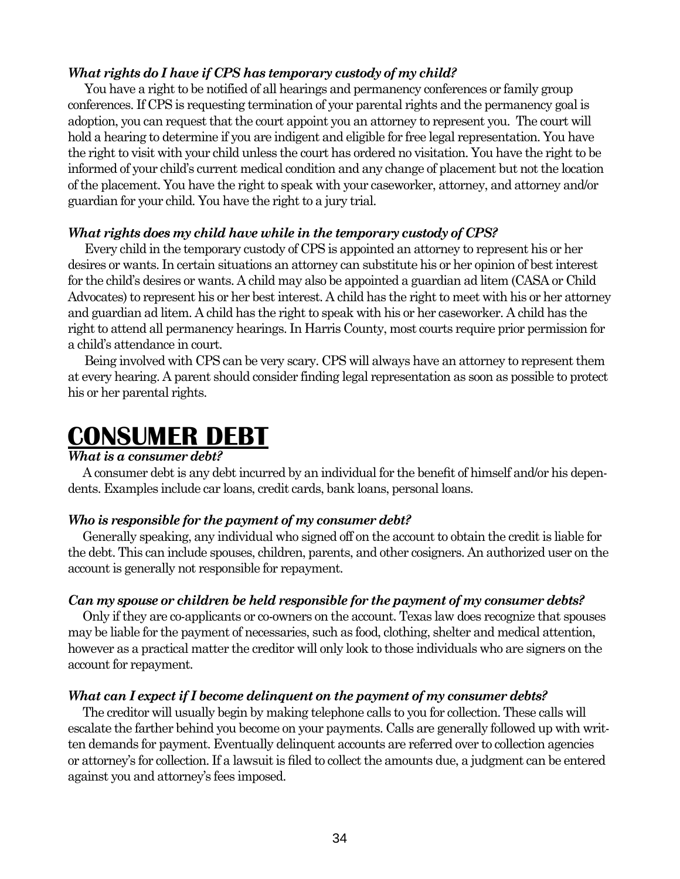***What rights do I have if CPS has temporary custody of my child?***

You have a right to be notified of all hearings and permanency conferences or family group conferences. If CPS is requesting termination of your parental rights and the permanency goal is adoption, you can request that the court appoint you an attorney to represent you. The court will hold a hearing to determine if you are indigent and eligible for free legal representation. You have the right to visit with your child unless the court has ordered no visitation. You have the right to be informed of your child's current medical condition and any change of placement but not the location of the placement. You have the right to speak with your caseworker, attorney, and attorney and/or guardian for your child. You have the right to a jury trial.

***What rights does my child have while in the temporary custody of CPS?***

Every child in the temporary custody of CPS is appointed an attorney to represent his or her desires or wants. In certain situations an attorney can substitute his or her opinion of best interest for the child's desires or wants. A child may also be appointed a guardian ad litem (CASA or Child Advocates) to represent his or her best interest. A child has the right to meet with his or her attorney and guardian ad litem. A child has the right to speak with his or her caseworker. A child has the right to attend all permanency hearings. In Harris County, most courts require prior permission for a child's attendance in court.

Being involved with CPS can be very scary. CPS will always have an attorney to represent them at every hearing. A parent should consider finding legal representation as soon as possible to protect his or her parental rights.

# CONSUMER DEBT

***What is a consumer debt?***

A consumer debt is any debt incurred by an individual for the benefit of himself and/or his dependents. Examples include car loans, credit cards, bank loans, personal loans.

***Who is responsible for the payment of my consumer debt?***

Generally speaking, any individual who signed off on the account to obtain the credit is liable for the debt. This can include spouses, children, parents, and other cosigners. An authorized user on the account is generally not responsible for repayment.

***Can my spouse or children be held responsible for the payment of my consumer debts?***

Only if they are co-applicants or co-owners on the account. Texas law does recognize that spouses may be liable for the payment of necessaries, such as food, clothing, shelter and medical attention, however as a practical matter the creditor will only look to those individuals who are signers on the account for repayment.

***What can I expect if I become delinquent on the payment of my consumer debts?***

The creditor will usually begin by making telephone calls to you for collection. These calls will escalate the farther behind you become on your payments. Calls are generally followed up with written demands for payment. Eventually delinquent accounts are referred over to collection agencies or attorney's for collection. If a lawsuit is filed to collect the amounts due, a judgment can be entered against you and attorney's fees imposed.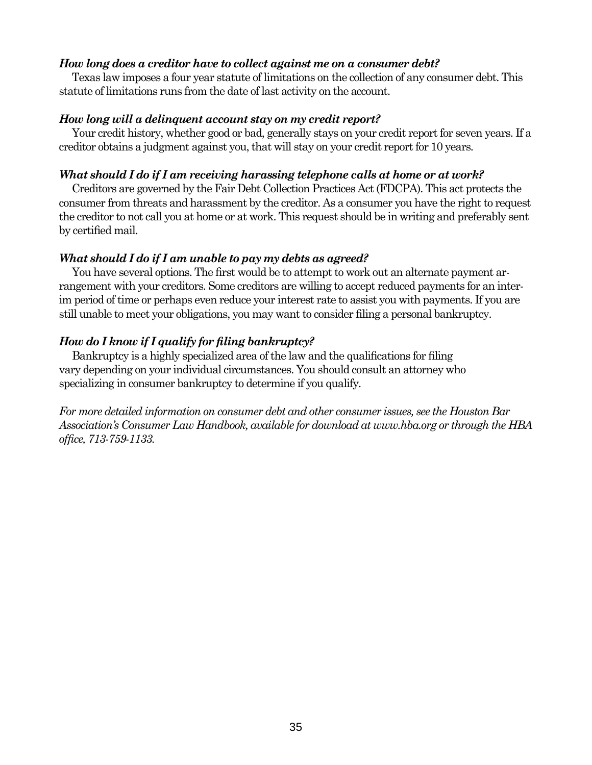***How long does a creditor have to collect against me on a consumer debt?***

Texas law imposes a four year statute of limitations on the collection of any consumer debt. This statute of limitations runs from the date of last activity on the account.

***How long will a delinquent account stay on my credit report?***

Your credit history, whether good or bad, generally stays on your credit report for seven years. If a creditor obtains a judgment against you, that will stay on your credit report for 10 years.

***What should I do if I am receiving harassing telephone calls at home or at work?***

Creditors are governed by the Fair Debt Collection Practices Act (FDCPA). This act protects the consumer from threats and harassment by the creditor. As a consumer you have the right to request the creditor to not call you at home or at work. This request should be in writing and preferably sent by certified mail.

***What should I do if I am unable to pay my debts as agreed?***

You have several options. The first would be to attempt to work out an alternate payment arrangement with your creditors. Some creditors are willing to accept reduced payments for an interim period of time or perhaps even reduce your interest rate to assist you with payments. If you are still unable to meet your obligations, you may want to consider filing a personal bankruptcy.

***How do I know if I qualify for filing bankruptcy?***

Bankruptcy is a highly specialized area of the law and the qualifications for filing vary depending on your individual circumstances. You should consult an attorney who specializing in consumer bankruptcy to determine if you qualify.

*For more detailed information on consumer debt and other consumer issues, see the Houston Bar Association's Consumer Law Handbook, available for download at www.hba.org or through the HBA office, 713-759-1133.*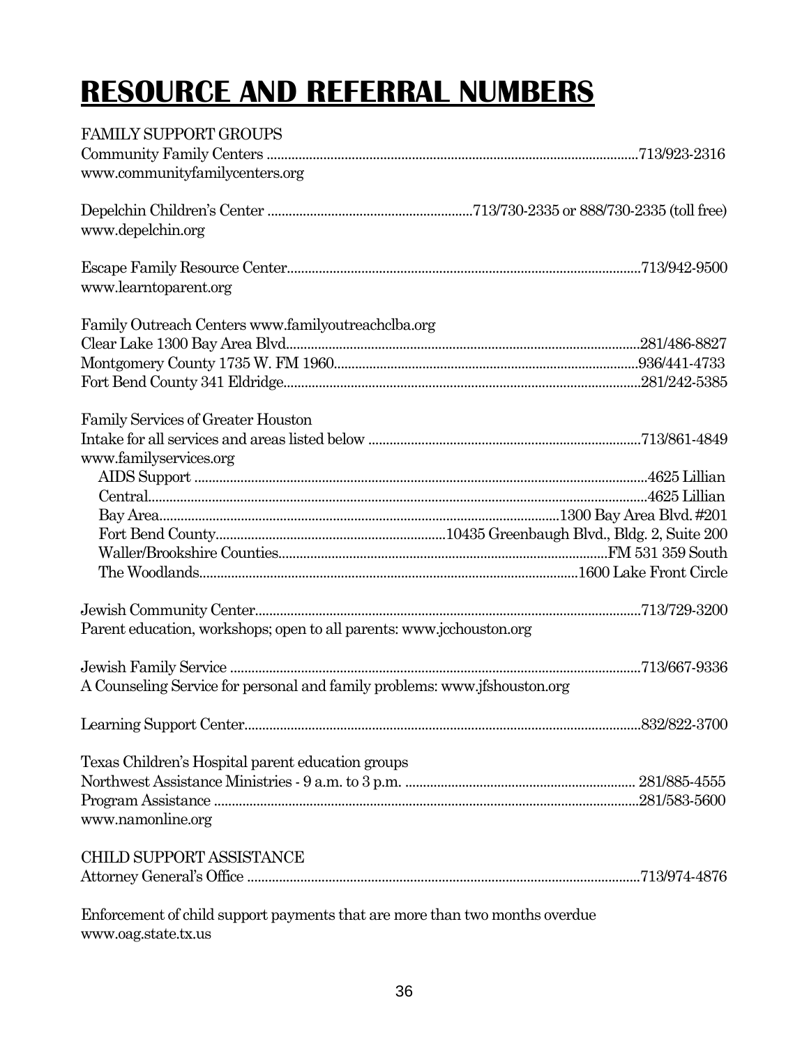# RESOURCE AND REFERRAL NUMBERS

FAMILY SUPPORT GROUPS

Community Family Centers ........................................................................................................713/923-2316
www.communityfamilycenters.org

Depelchin Children's Center ........................................................713/730-2335 or 888/730-2335 (toll free)
www.depelchin.org

Escape Family Resource Center..................................................................................................713/942-9500
www.learntoparent.org

Family Outreach Centers www.familyoutreachclba.org
Clear Lake 1300 Bay Area Blvd...................................................................................................281/486-8827
Montgomery County 1735 W. FM 1960.....................................................................................936/441-4733
Fort Bend County 341 Eldridge....................................................................................................281/242-5385

Family Services of Greater Houston
Intake for all services and areas listed below ............................................................................713/861-4849
www.familyservices.org

- AIDS Support .............................................................................................................................4625 Lillian
- Central.........................................................................................................................................4625 Lillian
- Bay Area...............................................................................................................1300 Bay Area Blvd. #201
- Fort Bend County................................................................10435 Greenbaugh Blvd., Bldg. 2, Suite 200
- Waller/Brookshire Counties..........................................................................................FM 531 359 South
- The Woodlands.........................................................................................................1600 Lake Front Circle

Jewish Community Center............................................................................................................713/729-3200
Parent education, workshops; open to all parents: www.jcchouston.org

Jewish Family Service ...................................................................................................................713/667-9336
A Counseling Service for personal and family problems: www.jfshouston.org

Learning Support Center..............................................................................................................832/822-3700

Texas Children's Hospital parent education groups
Northwest Assistance Ministries - 9 a.m. to 3 p.m. ................................................................ 281/885-4555
Program Assistance .......................................................................................................................281/583-5600
www.namonline.org

CHILD SUPPORT ASSISTANCE

Attorney General's Office .............................................................................................................713/974-4876

Enforcement of child support payments that are more than two months overdue
www.oag.state.tx.us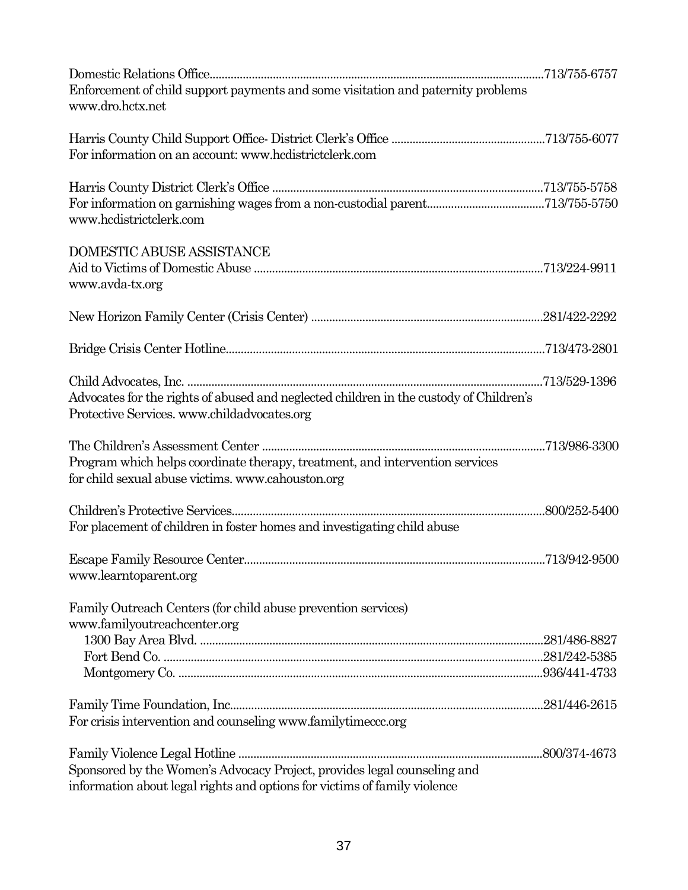Domestic Relations Office....................................................................................................713/755-6757
Enforcement of child support payments and some visitation and paternity problems
www.dro.hctx.net

Harris County Child Support Office- District Clerk's Office .................................................713/755-6077
For information on an account: www.hcdistrictclerk.com

Harris County District Clerk's Office .........................................................................................713/755-5758
For information on garnishing wages from a non-custodial parent.......................................713/755-5750
www.hcdistrictclerk.com

DOMESTIC ABUSE ASSISTANCE

Aid to Victims of Domestic Abuse ..............................................................................................713/224-9911
www.avda-tx.org

New Horizon Family Center (Crisis Center) ...........................................................................281/422-2292

Bridge Crisis Center Hotline.......................................................................................................713/473-2801

Child Advocates, Inc. ....................................................................................................................713/529-1396
Advocates for the rights of abused and neglected children in the custody of Children's Protective Services. www.childadvocates.org

The Children's Assessment Center ............................................................................................713/986-3300
Program which helps coordinate therapy, treatment, and intervention services for child sexual abuse victims. www.cahouston.org

Children's Protective Services......................................................................................................800/252-5400
For placement of children in foster homes and investigating child abuse

Escape Family Resource Center..................................................................................................713/942-9500
www.learntoparent.org

Family Outreach Centers (for child abuse prevention services)
www.familyoutreachcenter.org
- 1300 Bay Area Blvd. ...............................................................................................................281/486-8827
- Fort Bend Co. ............................................................................................................................281/242-5385
- Montgomery Co. .......................................................................................................................936/441-4733

Family Time Foundation, Inc......................................................................................................281/446-2615
For crisis intervention and counseling www.familytimeccc.org

Family Violence Legal Hotline ...................................................................................................800/374-4673
Sponsored by the Women's Advocacy Project, provides legal counseling and information about legal rights and options for victims of family violence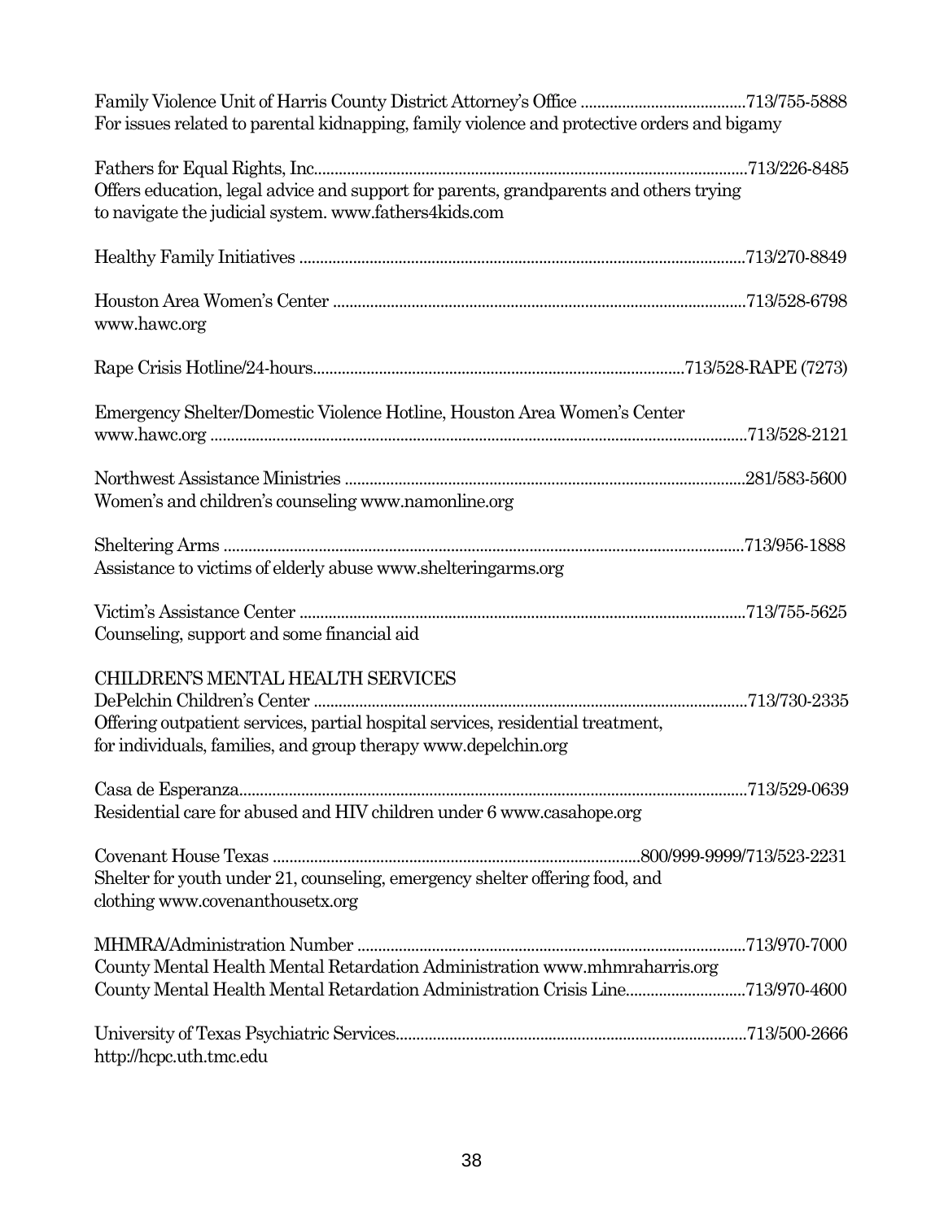Family Violence Unit of Harris County District Attorney's Office ........................................713/755-5888
For issues related to parental kidnapping, family violence and protective orders and bigamy

Fathers for Equal Rights, Inc.........................................................................................................713/226-8485
Offers education, legal advice and support for parents, grandparents and others trying to navigate the judicial system. www.fathers4kids.com

Healthy Family Initiatives ...........................................................................................................713/270-8849

Houston Area Women's Center ....................................................................................................713/528-6798
www.hawc.org

Rape Crisis Hotline/24-hours.........................................................................................713/528-RAPE (7273)

Emergency Shelter/Domestic Violence Hotline, Houston Area Women's Center
www.hawc.org ..................................................................................................................................713/528-2121

Northwest Assistance Ministries .................................................................................................281/583-5600
Women's and children's counseling www.namonline.org

Sheltering Arms ..............................................................................................................................713/956-1888
Assistance to victims of elderly abuse www.shelteringarms.org

Victim's Assistance Center ............................................................................................................713/755-5625
Counseling, support and some financial aid

CHILDREN'S MENTAL HEALTH SERVICES

DePelchin Children's Center .........................................................................................................713/730-2335
Offering outpatient services, partial hospital services, residential treatment, for individuals, families, and group therapy www.depelchin.org

Casa de Esperanza...........................................................................................................................713/529-0639
Residential care for abused and HIV children under 6 www.casahope.org

Covenant House Texas .........................................................................................800/999-9999/713/523-2231
Shelter for youth under 21, counseling, emergency shelter offering food, and clothing www.covenanthousetx.org

MHMRA/Administration Number ..............................................................................................713/970-7000
County Mental Health Mental Retardation Administration www.mhmraharris.org
County Mental Health Mental Retardation Administration Crisis Line.............................713/970-4600

University of Texas Psychiatric Services.....................................................................................713/500-2666
http://hcpc.uth.tmc.edu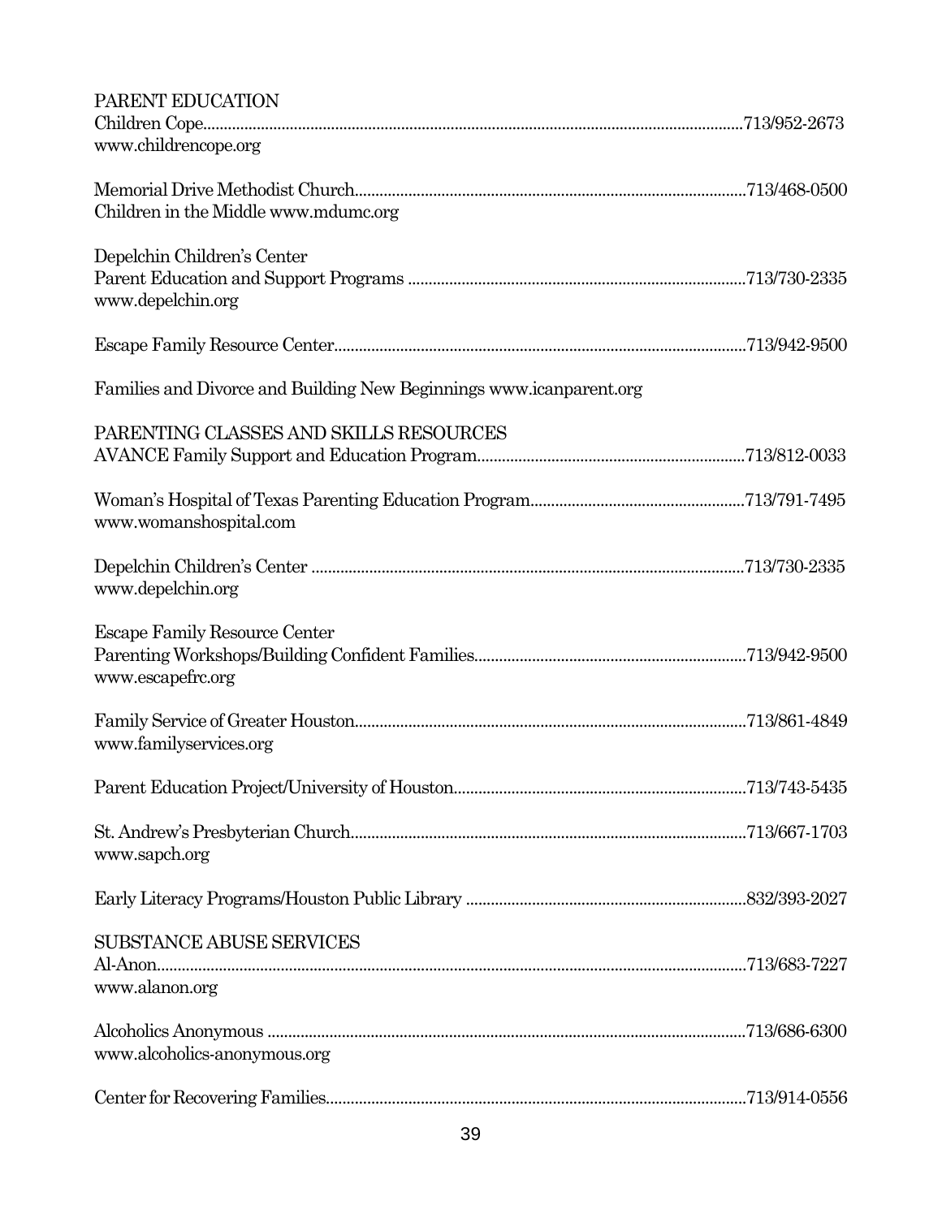## PARENT EDUCATION

Children Cope....................................................................................................................713/952-2673
www.childrencope.org

Memorial Drive Methodist Church..............................................................................................713/468-0500
Children in the Middle www.mdumc.org

Depelchin Children's Center
Parent Education and Support Programs ..................................................................................713/730-2335
www.depelchin.org

Escape Family Resource Center....................................................................................................713/942-9500

Families and Divorce and Building New Beginnings www.icanparent.org

## PARENTING CLASSES AND SKILLS RESOURCES

AVANCE Family Support and Education Program..................................................................713/812-0033

Woman's Hospital of Texas Parenting Education Program....................................................713/791-7495
www.womanshospital.com

Depelchin Children's Center .........................................................................................................713/730-2335
www.depelchin.org

Escape Family Resource Center
Parenting Workshops/Building Confident Families...................................................................713/942-9500
www.escapefrc.org

Family Service of Greater Houston...............................................................................................713/861-4849
www.familyservices.org

Parent Education Project/University of Houston.......................................................................713/743-5435

St. Andrew's Presbyterian Church................................................................................................713/667-1703
www.sapch.org

Early Literacy Programs/Houston Public Library .....................................................................832/393-2027

## SUBSTANCE ABUSE SERVICES

Al-Anon...............................................................................................................................................713/683-7227
www.alanon.org

Alcoholics Anonymous .....................................................................................................................713/686-6300
www.alcoholics-anonymous.org

Center for Recovering Families......................................................................................................713/914-0556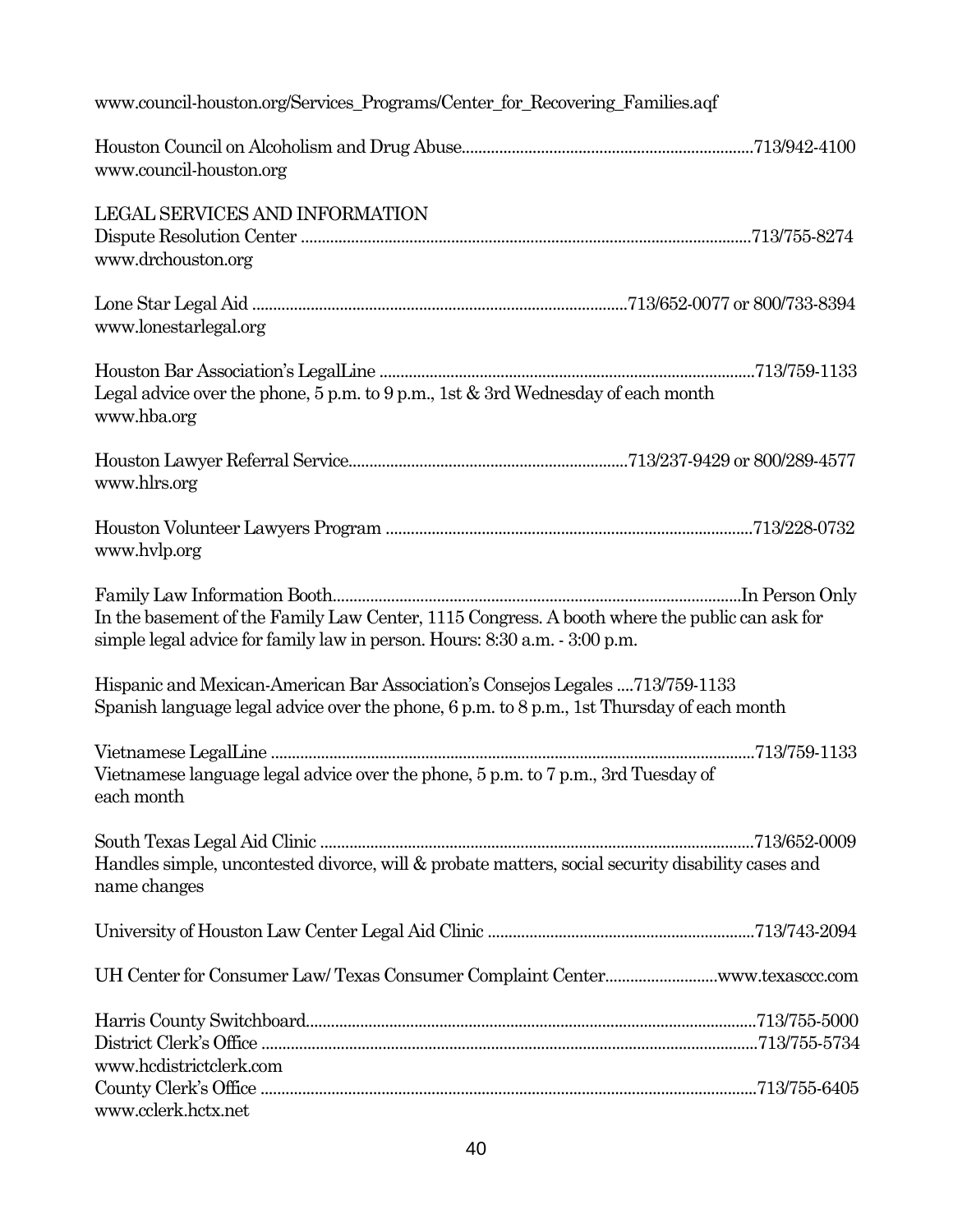www.council-houston.org/Services_Programs/Center_for_Recovering_Families.aqf

Houston Council on Alcoholism and Drug Abuse......................................................................713/942-4100
www.council-houston.org

## LEGAL SERVICES AND INFORMATION

Dispute Resolution Center ..........................................................................................................713/755-8274
www.drchouston.org

Lone Star Legal Aid ........................................................................................713/652-0077 or 800/733-8394
www.lonestarlegal.org

Houston Bar Association's LegalLine .........................................................................................713/759-1133
Legal advice over the phone, 5 p.m. to 9 p.m., 1st & 3rd Wednesday of each month
www.hba.org

Houston Lawyer Referral Service..................................................................713/237-9429 or 800/289-4577
www.hlrs.org

Houston Volunteer Lawyers Program .......................................................................................713/228-0732
www.hvlp.org

Family Law Information Booth.................................................................................................In Person Only
In the basement of the Family Law Center, 1115 Congress. A booth where the public can ask for simple legal advice for family law in person. Hours: 8:30 a.m. - 3:00 p.m.

Hispanic and Mexican-American Bar Association's Consejos Legales ....713/759-1133
Spanish language legal advice over the phone, 6 p.m. to 8 p.m., 1st Thursday of each month

Vietnamese LegalLine ...................................................................................................................713/759-1133
Vietnamese language legal advice over the phone, 5 p.m. to 7 p.m., 3rd Tuesday of each month

South Texas Legal Aid Clinic .......................................................................................................713/652-0009
Handles simple, uncontested divorce, will & probate matters, social security disability cases and name changes

University of Houston Law Center Legal Aid Clinic ...............................................................713/743-2094

UH Center for Consumer Law/ Texas Consumer Complaint Center..........................www.texasccc.com

Harris County Switchboard...........................................................................................................713/755-5000
District Clerk's Office ......................................................................................................................713/755-5734
www.hcdistrictclerk.com
County Clerk's Office ......................................................................................................................713/755-6405
www.cclerk.hctx.net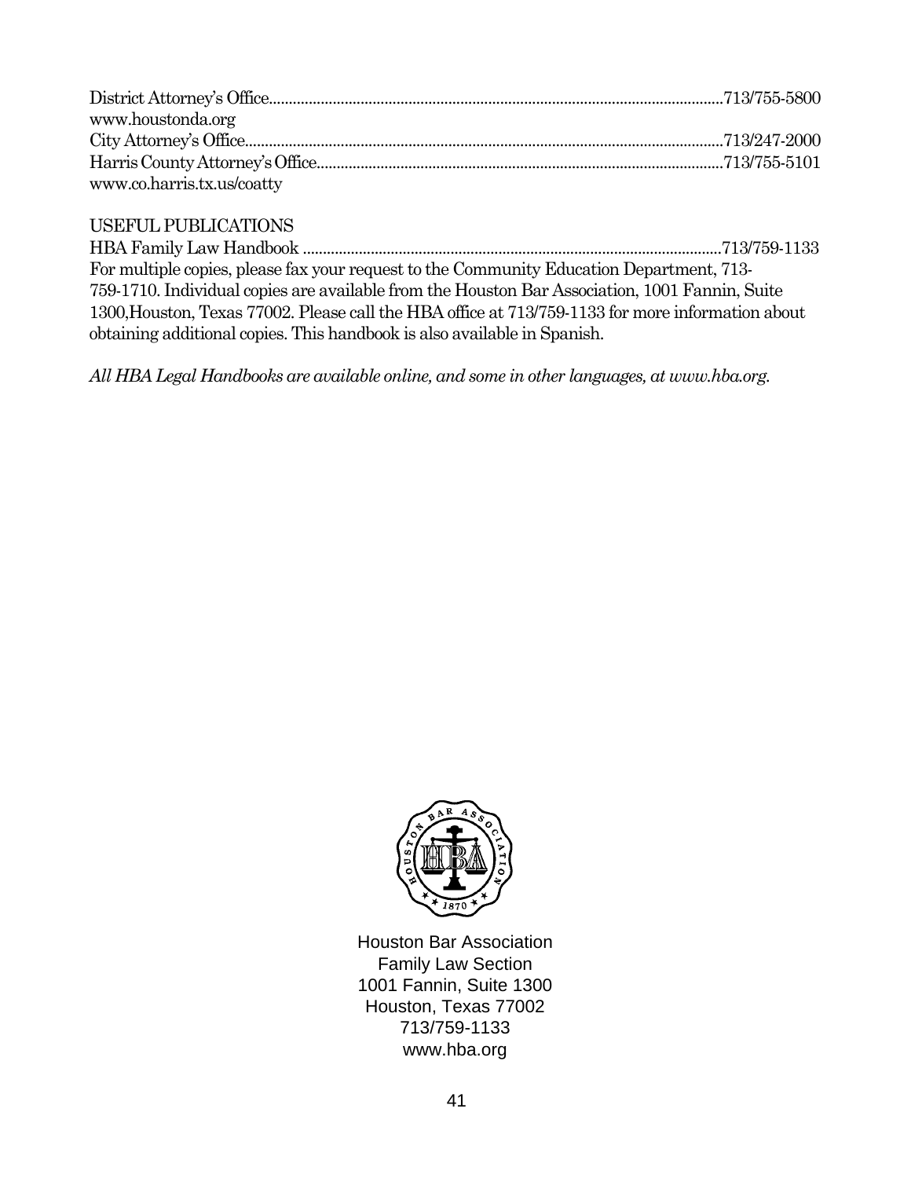District Attorney's Office................................................................................................................713/755-5800
www.houstonda.org
City Attorney's Office......................................................................................................................713/247-2000
Harris County Attorney's Office....................................................................................................713/755-5101
www.co.harris.tx.us/coatty

USEFUL PUBLICATIONS

HBA Family Law Handbook ........................................................................................................713/759-1133
For multiple copies, please fax your request to the Community Education Department, 713-759-1710. Individual copies are available from the Houston Bar Association, 1001 Fannin, Suite 1300,Houston, Texas 77002. Please call the HBA office at 713/759-1133 for more information about obtaining additional copies. This handbook is also available in Spanish.

*All HBA Legal Handbooks are available online, and some in other languages, at www.hba.org.*

Houston Bar Association
Family Law Section
1001 Fannin, Suite 1300
Houston, Texas 77002
713/759-1133
www.hba.org